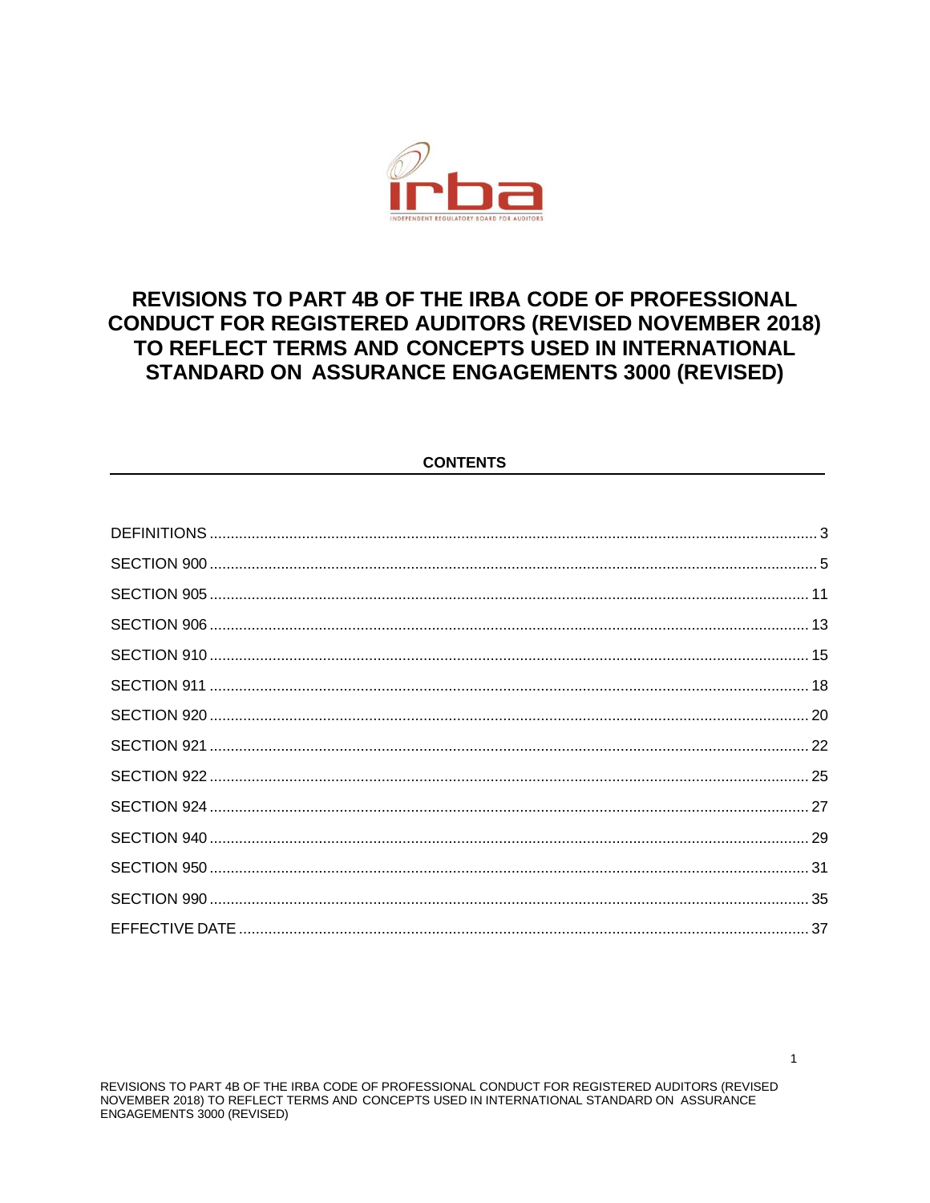# REVISIONS TO PART 4B OF THE IRBA CODE OF PROFESSIONAL CONDUCT FOR REGISTERED AUDITORS (REVISED NOVEMBER 2018) TO REFLECT TERMS AND CONCEPTS USED IN INTERNATIONAL STANDARD ON ASSURANCE ENGAGEMENTS 3000 (REVISED)

## CONTENTS

| | |
|---|---|
| DEFINITIONS | 3 |
| SECTION 900 | 5 |
| SECTION 905 | 11 |
| SECTION 906 | 13 |
| SECTION 910 | 15 |
| SECTION 911 | 18 |
| SECTION 920 | 20 |
| SECTION 921 | 22 |
| SECTION 922 | 25 |
| SECTION 924 | 27 |
| SECTION 940 | 29 |
| SECTION 950 | 31 |
| SECTION 990 | 35 |
| EFFECTIVE DATE | 37 |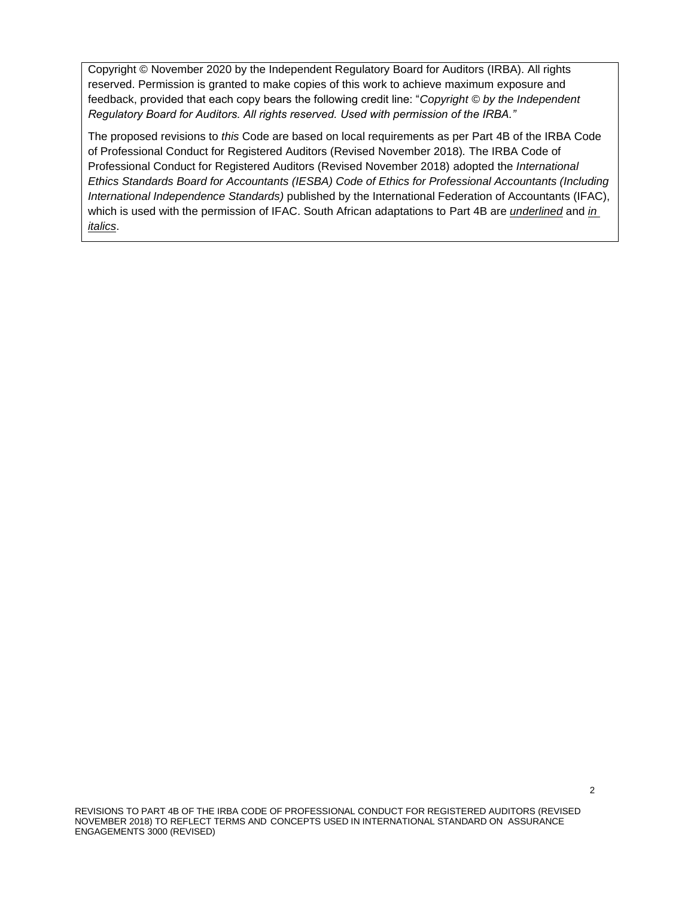Copyright © November 2020 by the Independent Regulatory Board for Auditors (IRBA). All rights reserved. Permission is granted to make copies of this work to achieve maximum exposure and feedback, provided that each copy bears the following credit line: "*Copyright © by the Independent Regulatory Board for Auditors. All rights reserved. Used with permission of the IRBA.*"

The proposed revisions to *this* Code are based on local requirements as per Part 4B of the IRBA Code of Professional Conduct for Registered Auditors (Revised November 2018). The IRBA Code of Professional Conduct for Registered Auditors (Revised November 2018) adopted the *International Ethics Standards Board for Accountants (IESBA) Code of Ethics for Professional Accountants (Including International Independence Standards)* published by the International Federation of Accountants (IFAC), which is used with the permission of IFAC. South African adaptations to Part 4B are *underlined* and *in italics*.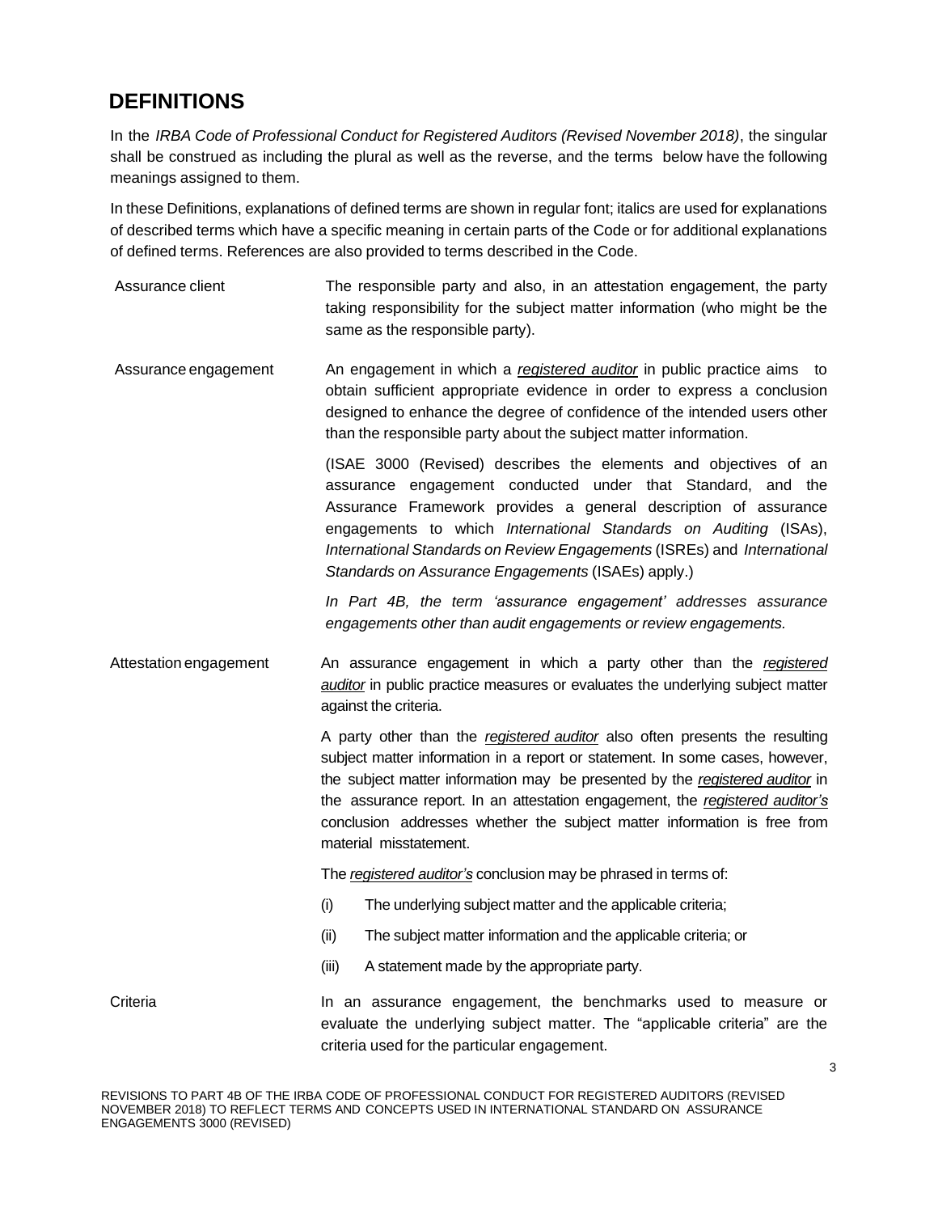# DEFINITIONS

In the *IRBA Code of Professional Conduct for Registered Auditors (Revised November 2018)*, the singular shall be construed as including the plural as well as the reverse, and the terms below have the following meanings assigned to them.

In these Definitions, explanations of defined terms are shown in regular font; italics are used for explanations of described terms which have a specific meaning in certain parts of the Code or for additional explanations of defined terms. References are also provided to terms described in the Code.

| | |
|---|---|
| Assurance client | The responsible party and also, in an attestation engagement, the party taking responsibility for the subject matter information (who might be the same as the responsible party). |
| Assurance engagement | An engagement in which a ***registered auditor*** in public practice aims to obtain sufficient appropriate evidence in order to express a conclusion designed to enhance the degree of confidence of the intended users other than the responsible party about the subject matter information.<br><br>(ISAE 3000 (Revised) describes the elements and objectives of an assurance engagement conducted under that Standard, and the Assurance Framework provides a general description of assurance engagements to which *International Standards on Auditing* (ISAs), *International Standards on Review Engagements* (ISREs) and *International Standards on Assurance Engagements* (ISAEs) apply.)<br><br>*In Part 4B, the term 'assurance engagement' addresses assurance engagements other than audit engagements or review engagements.* |
| Attestation engagement | An assurance engagement in which a party other than the ***registered auditor*** in public practice measures or evaluates the underlying subject matter against the criteria.<br><br>A party other than the ***registered auditor*** also often presents the resulting subject matter information in a report or statement. In some cases, however, the subject matter information may be presented by the ***registered auditor*** in the assurance report. In an attestation engagement, the ***registered auditor's*** conclusion addresses whether the subject matter information is free from material misstatement.<br><br>The ***registered auditor's*** conclusion may be phrased in terms of:<br><br>(i) The underlying subject matter and the applicable criteria;<br><br>(ii) The subject matter information and the applicable criteria; or<br><br>(iii) A statement made by the appropriate party. |
| Criteria | In an assurance engagement, the benchmarks used to measure or evaluate the underlying subject matter. The "applicable criteria" are the criteria used for the particular engagement. |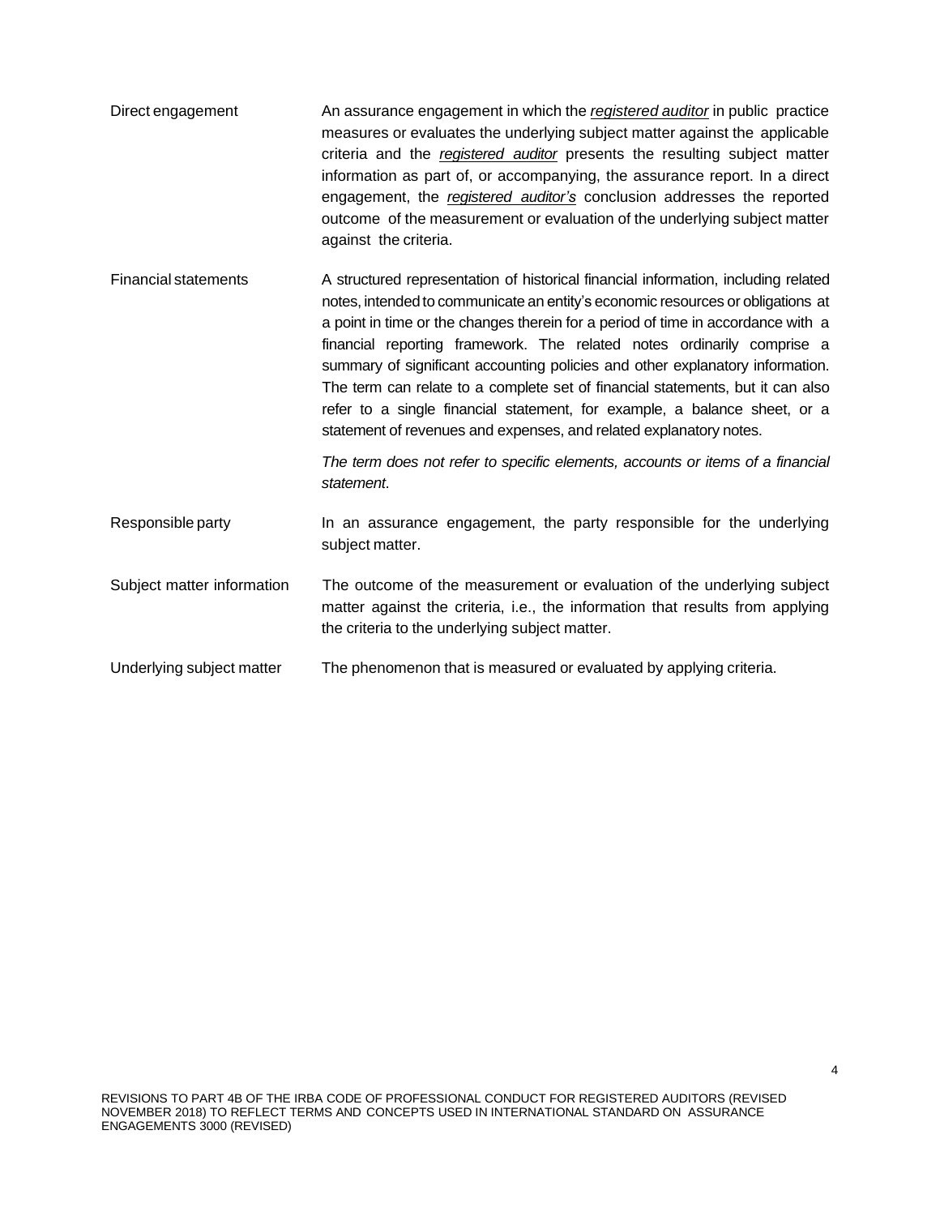| | |
|---|---|
| Direct engagement | An assurance engagement in which the *registered auditor* in public practice measures or evaluates the underlying subject matter against the applicable criteria and the *registered auditor* presents the resulting subject matter information as part of, or accompanying, the assurance report. In a direct engagement, the *registered auditor's* conclusion addresses the reported outcome of the measurement or evaluation of the underlying subject matter against the criteria. |
| Financial statements | A structured representation of historical financial information, including related notes, intended to communicate an entity's economic resources or obligations at a point in time or the changes therein for a period of time in accordance with a financial reporting framework. The related notes ordinarily comprise a summary of significant accounting policies and other explanatory information. The term can relate to a complete set of financial statements, but it can also refer to a single financial statement, for example, a balance sheet, or a statement of revenues and expenses, and related explanatory notes. *The term does not refer to specific elements, accounts or items of a financial statement.* |
| Responsible party | In an assurance engagement, the party responsible for the underlying subject matter. |
| Subject matter information | The outcome of the measurement or evaluation of the underlying subject matter against the criteria, i.e., the information that results from applying the criteria to the underlying subject matter. |
| Underlying subject matter | The phenomenon that is measured or evaluated by applying criteria. |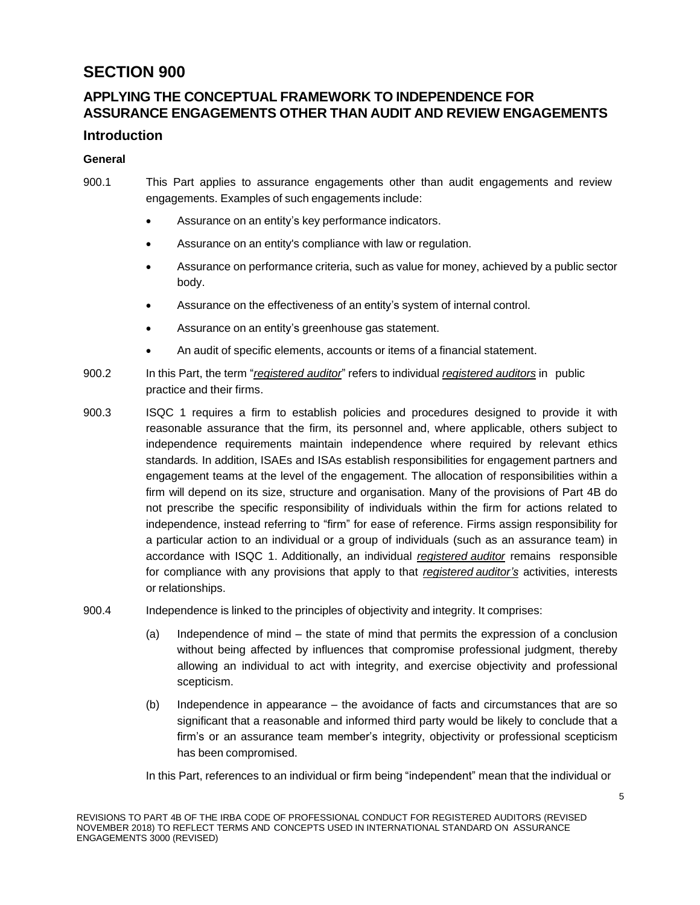# SECTION 900

## APPLYING THE CONCEPTUAL FRAMEWORK TO INDEPENDENCE FOR ASSURANCE ENGAGEMENTS OTHER THAN AUDIT AND REVIEW ENGAGEMENTS

## Introduction

**General**

900.1 This Part applies to assurance engagements other than audit engagements and review engagements. Examples of such engagements include:

- Assurance on an entity's key performance indicators.
- Assurance on an entity's compliance with law or regulation.
- Assurance on performance criteria, such as value for money, achieved by a public sector body.
- Assurance on the effectiveness of an entity's system of internal control.
- Assurance on an entity's greenhouse gas statement.
- An audit of specific elements, accounts or items of a financial statement.

900.2 In this Part, the term "*registered auditor*" refers to individual *registered auditors* in public practice and their firms.

900.3 ISQC 1 requires a firm to establish policies and procedures designed to provide it with reasonable assurance that the firm, its personnel and, where applicable, others subject to independence requirements maintain independence where required by relevant ethics standards. In addition, ISAEs and ISAs establish responsibilities for engagement partners and engagement teams at the level of the engagement. The allocation of responsibilities within a firm will depend on its size, structure and organisation. Many of the provisions of Part 4B do not prescribe the specific responsibility of individuals within the firm for actions related to independence, instead referring to "firm" for ease of reference. Firms assign responsibility for a particular action to an individual or a group of individuals (such as an assurance team) in accordance with ISQC 1. Additionally, an individual *registered auditor* remains responsible for compliance with any provisions that apply to that *registered auditor's* activities, interests or relationships.

900.4 Independence is linked to the principles of objectivity and integrity. It comprises:

(a) Independence of mind – the state of mind that permits the expression of a conclusion without being affected by influences that compromise professional judgment, thereby allowing an individual to act with integrity, and exercise objectivity and professional scepticism.

(b) Independence in appearance – the avoidance of facts and circumstances that are so significant that a reasonable and informed third party would be likely to conclude that a firm's or an assurance team member's integrity, objectivity or professional scepticism has been compromised.

In this Part, references to an individual or firm being "independent" mean that the individual or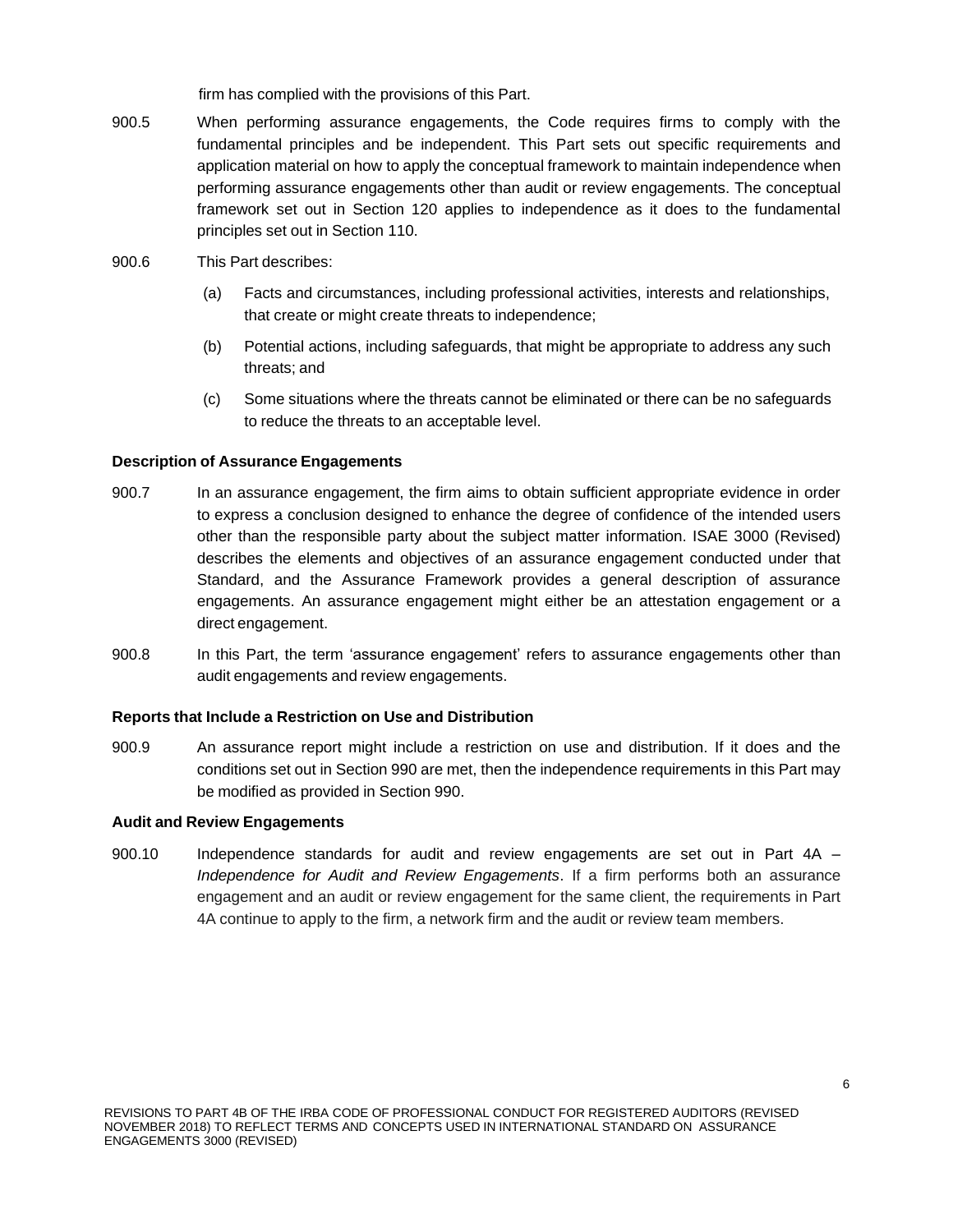firm has complied with the provisions of this Part.

900.5 When performing assurance engagements, the Code requires firms to comply with the fundamental principles and be independent. This Part sets out specific requirements and application material on how to apply the conceptual framework to maintain independence when performing assurance engagements other than audit or review engagements. The conceptual framework set out in Section 120 applies to independence as it does to the fundamental principles set out in Section 110.

900.6 This Part describes:

(a) Facts and circumstances, including professional activities, interests and relationships, that create or might create threats to independence;

(b) Potential actions, including safeguards, that might be appropriate to address any such threats; and

(c) Some situations where the threats cannot be eliminated or there can be no safeguards to reduce the threats to an acceptable level.

**Description of Assurance Engagements**

900.7 In an assurance engagement, the firm aims to obtain sufficient appropriate evidence in order to express a conclusion designed to enhance the degree of confidence of the intended users other than the responsible party about the subject matter information. ISAE 3000 (Revised) describes the elements and objectives of an assurance engagement conducted under that Standard, and the Assurance Framework provides a general description of assurance engagements. An assurance engagement might either be an attestation engagement or a direct engagement.

900.8 In this Part, the term 'assurance engagement' refers to assurance engagements other than audit engagements and review engagements.

**Reports that Include a Restriction on Use and Distribution**

900.9 An assurance report might include a restriction on use and distribution. If it does and the conditions set out in Section 990 are met, then the independence requirements in this Part may be modified as provided in Section 990.

**Audit and Review Engagements**

900.10 Independence standards for audit and review engagements are set out in Part 4A – *Independence for Audit and Review Engagements*. If a firm performs both an assurance engagement and an audit or review engagement for the same client, the requirements in Part 4A continue to apply to the firm, a network firm and the audit or review team members.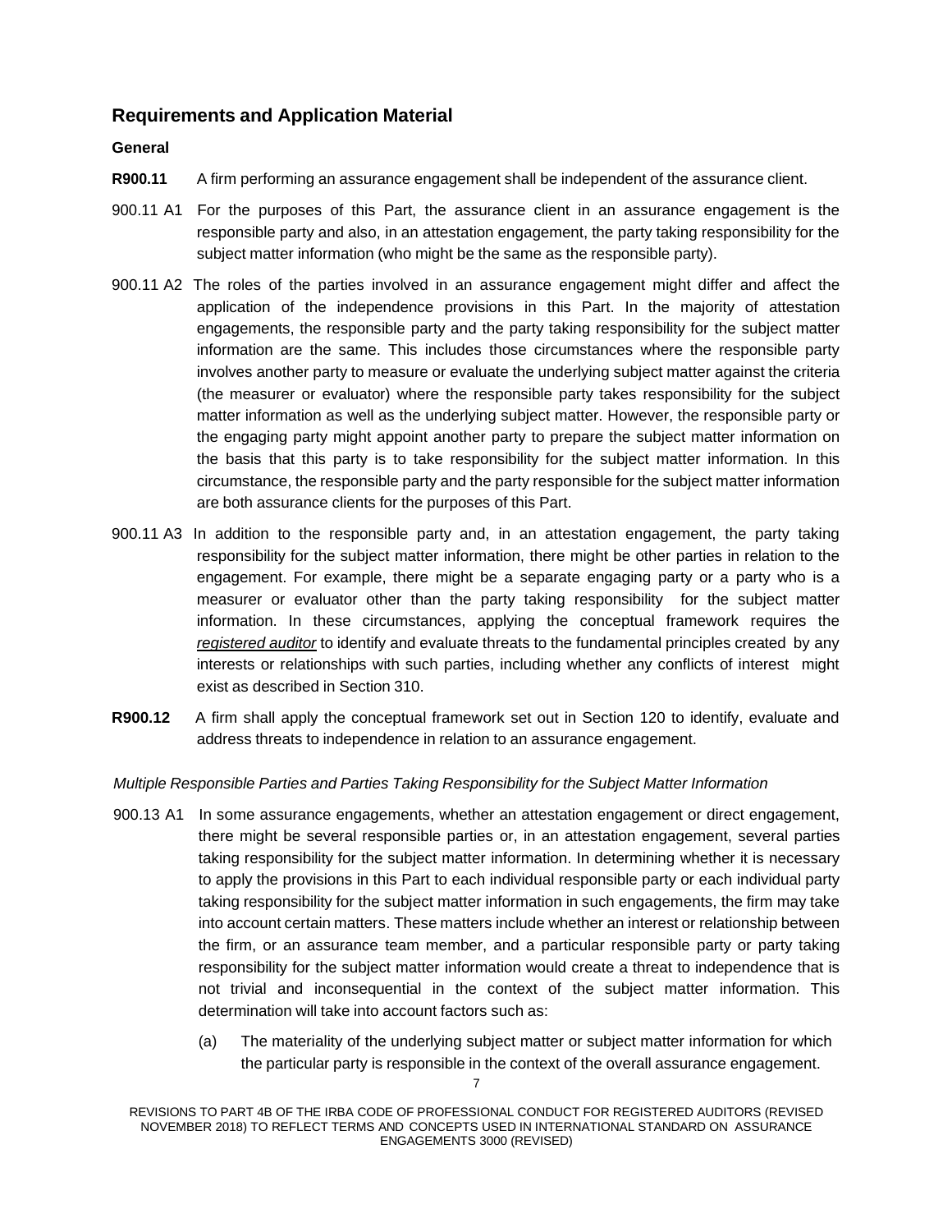## Requirements and Application Material

### General

**R900.11** A firm performing an assurance engagement shall be independent of the assurance client.

900.11 A1 For the purposes of this Part, the assurance client in an assurance engagement is the responsible party and also, in an attestation engagement, the party taking responsibility for the subject matter information (who might be the same as the responsible party).

900.11 A2 The roles of the parties involved in an assurance engagement might differ and affect the application of the independence provisions in this Part. In the majority of attestation engagements, the responsible party and the party taking responsibility for the subject matter information are the same. This includes those circumstances where the responsible party involves another party to measure or evaluate the underlying subject matter against the criteria (the measurer or evaluator) where the responsible party takes responsibility for the subject matter information as well as the underlying subject matter. However, the responsible party or the engaging party might appoint another party to prepare the subject matter information on the basis that this party is to take responsibility for the subject matter information. In this circumstance, the responsible party and the party responsible for the subject matter information are both assurance clients for the purposes of this Part.

900.11 A3 In addition to the responsible party and, in an attestation engagement, the party taking responsibility for the subject matter information, there might be other parties in relation to the engagement. For example, there might be a separate engaging party or a party who is a measurer or evaluator other than the party taking responsibility for the subject matter information. In these circumstances, applying the conceptual framework requires the *registered auditor* to identify and evaluate threats to the fundamental principles created by any interests or relationships with such parties, including whether any conflicts of interest might exist as described in Section 310.

**R900.12** A firm shall apply the conceptual framework set out in Section 120 to identify, evaluate and address threats to independence in relation to an assurance engagement.

*Multiple Responsible Parties and Parties Taking Responsibility for the Subject Matter Information*

900.13 A1 In some assurance engagements, whether an attestation engagement or direct engagement, there might be several responsible parties or, in an attestation engagement, several parties taking responsibility for the subject matter information. In determining whether it is necessary to apply the provisions in this Part to each individual responsible party or each individual party taking responsibility for the subject matter information in such engagements, the firm may take into account certain matters. These matters include whether an interest or relationship between the firm, or an assurance team member, and a particular responsible party or party taking responsibility for the subject matter information would create a threat to independence that is not trivial and inconsequential in the context of the subject matter information. This determination will take into account factors such as:

(a) The materiality of the underlying subject matter or subject matter information for which the particular party is responsible in the context of the overall assurance engagement.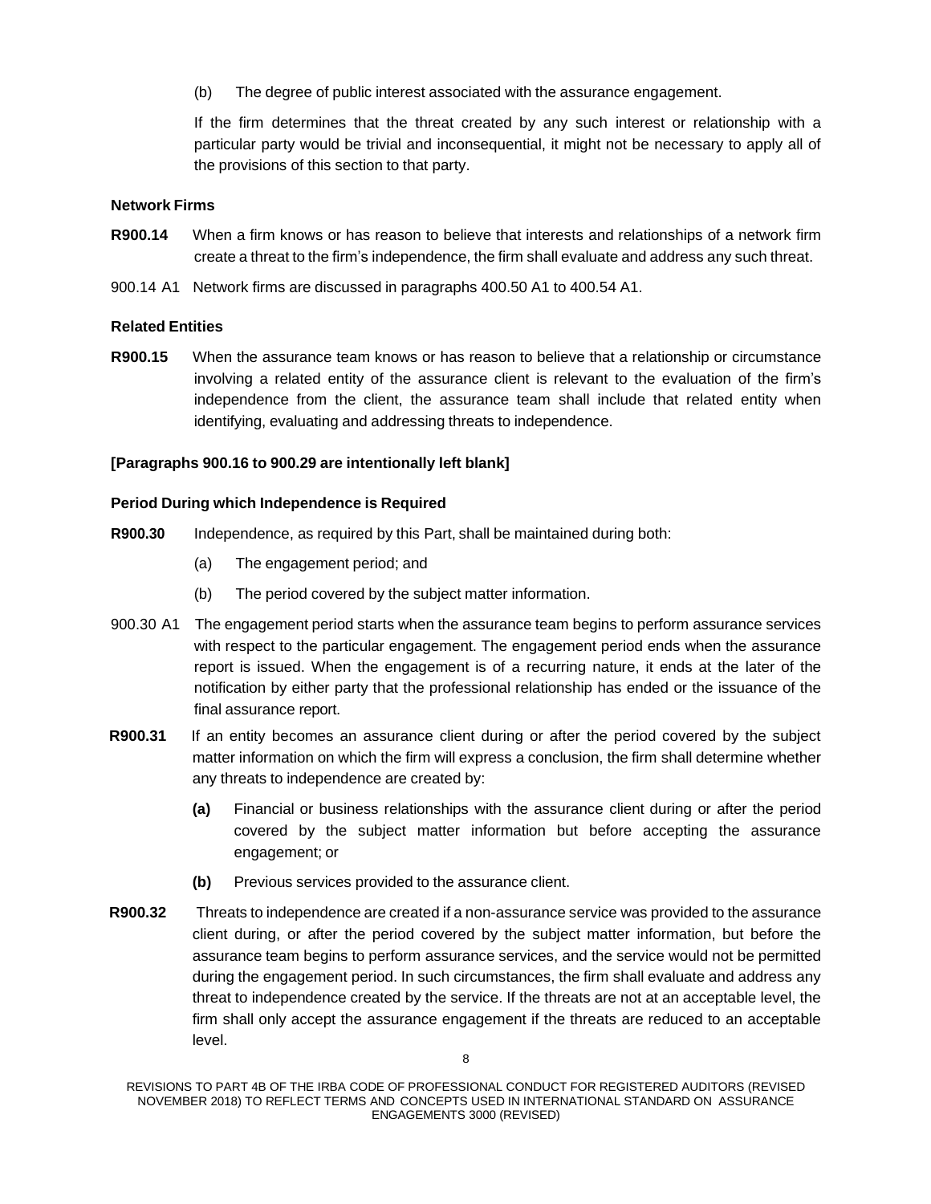(b) The degree of public interest associated with the assurance engagement.

If the firm determines that the threat created by any such interest or relationship with a particular party would be trivial and inconsequential, it might not be necessary to apply all of the provisions of this section to that party.

**Network Firms**

**R900.14** When a firm knows or has reason to believe that interests and relationships of a network firm create a threat to the firm's independence, the firm shall evaluate and address any such threat.

900.14 A1 Network firms are discussed in paragraphs 400.50 A1 to 400.54 A1.

**Related Entities**

**R900.15** When the assurance team knows or has reason to believe that a relationship or circumstance involving a related entity of the assurance client is relevant to the evaluation of the firm's independence from the client, the assurance team shall include that related entity when identifying, evaluating and addressing threats to independence.

**[Paragraphs 900.16 to 900.29 are intentionally left blank]**

**Period During which Independence is Required**

**R900.30** Independence, as required by this Part, shall be maintained during both:

(a) The engagement period; and

(b) The period covered by the subject matter information.

900.30 A1 The engagement period starts when the assurance team begins to perform assurance services with respect to the particular engagement. The engagement period ends when the assurance report is issued. When the engagement is of a recurring nature, it ends at the later of the notification by either party that the professional relationship has ended or the issuance of the final assurance report.

**R900.31** If an entity becomes an assurance client during or after the period covered by the subject matter information on which the firm will express a conclusion, the firm shall determine whether any threats to independence are created by:

**(a)** Financial or business relationships with the assurance client during or after the period covered by the subject matter information but before accepting the assurance engagement; or

**(b)** Previous services provided to the assurance client.

**R900.32** Threats to independence are created if a non-assurance service was provided to the assurance client during, or after the period covered by the subject matter information, but before the assurance team begins to perform assurance services, and the service would not be permitted during the engagement period. In such circumstances, the firm shall evaluate and address any threat to independence created by the service. If the threats are not at an acceptable level, the firm shall only accept the assurance engagement if the threats are reduced to an acceptable level.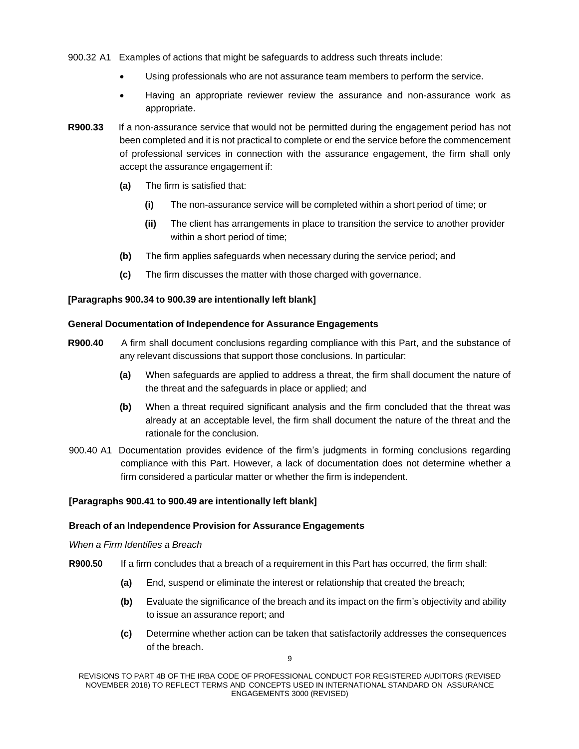900.32 A1 Examples of actions that might be safeguards to address such threats include:

- Using professionals who are not assurance team members to perform the service.
- Having an appropriate reviewer review the assurance and non-assurance work as appropriate.

**R900.33** If a non-assurance service that would not be permitted during the engagement period has not been completed and it is not practical to complete or end the service before the commencement of professional services in connection with the assurance engagement, the firm shall only accept the assurance engagement if:

**(a)** The firm is satisfied that:

**(i)** The non-assurance service will be completed within a short period of time; or

**(ii)** The client has arrangements in place to transition the service to another provider within a short period of time;

**(b)** The firm applies safeguards when necessary during the service period; and

**(c)** The firm discusses the matter with those charged with governance.

**[Paragraphs 900.34 to 900.39 are intentionally left blank]**

**General Documentation of Independence for Assurance Engagements**

**R900.40** A firm shall document conclusions regarding compliance with this Part, and the substance of any relevant discussions that support those conclusions. In particular:

**(a)** When safeguards are applied to address a threat, the firm shall document the nature of the threat and the safeguards in place or applied; and

**(b)** When a threat required significant analysis and the firm concluded that the threat was already at an acceptable level, the firm shall document the nature of the threat and the rationale for the conclusion.

900.40 A1 Documentation provides evidence of the firm's judgments in forming conclusions regarding compliance with this Part. However, a lack of documentation does not determine whether a firm considered a particular matter or whether the firm is independent.

**[Paragraphs 900.41 to 900.49 are intentionally left blank]**

**Breach of an Independence Provision for Assurance Engagements**

*When a Firm Identifies a Breach*

**R900.50** If a firm concludes that a breach of a requirement in this Part has occurred, the firm shall:

**(a)** End, suspend or eliminate the interest or relationship that created the breach;

**(b)** Evaluate the significance of the breach and its impact on the firm's objectivity and ability to issue an assurance report; and

**(c)** Determine whether action can be taken that satisfactorily addresses the consequences of the breach.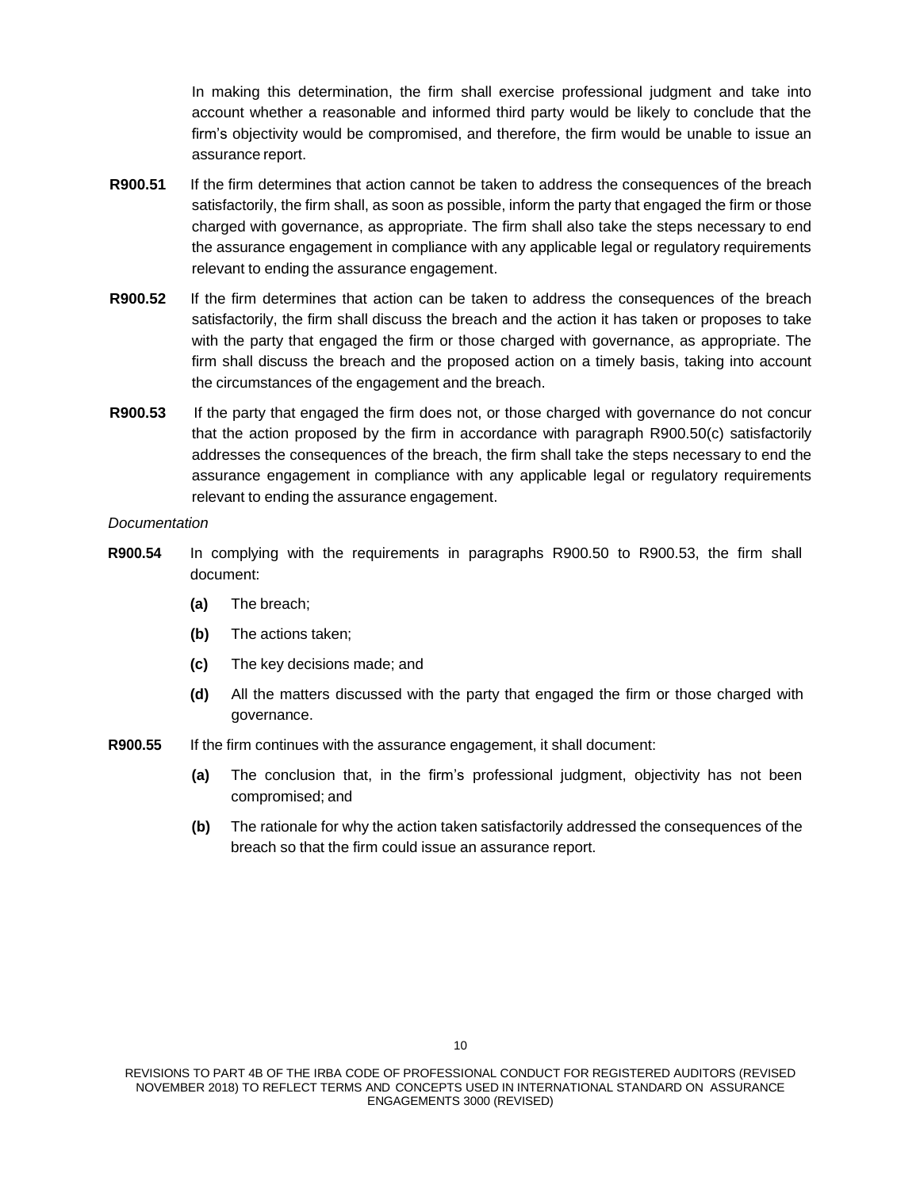In making this determination, the firm shall exercise professional judgment and take into account whether a reasonable and informed third party would be likely to conclude that the firm's objectivity would be compromised, and therefore, the firm would be unable to issue an assurance report.

**R900.51** If the firm determines that action cannot be taken to address the consequences of the breach satisfactorily, the firm shall, as soon as possible, inform the party that engaged the firm or those charged with governance, as appropriate. The firm shall also take the steps necessary to end the assurance engagement in compliance with any applicable legal or regulatory requirements relevant to ending the assurance engagement.

**R900.52** If the firm determines that action can be taken to address the consequences of the breach satisfactorily, the firm shall discuss the breach and the action it has taken or proposes to take with the party that engaged the firm or those charged with governance, as appropriate. The firm shall discuss the breach and the proposed action on a timely basis, taking into account the circumstances of the engagement and the breach.

**R900.53** If the party that engaged the firm does not, or those charged with governance do not concur that the action proposed by the firm in accordance with paragraph R900.50(c) satisfactorily addresses the consequences of the breach, the firm shall take the steps necessary to end the assurance engagement in compliance with any applicable legal or regulatory requirements relevant to ending the assurance engagement.

*Documentation*

**R900.54** In complying with the requirements in paragraphs R900.50 to R900.53, the firm shall document:

- **(a)** The breach;
- **(b)** The actions taken;
- **(c)** The key decisions made; and
- **(d)** All the matters discussed with the party that engaged the firm or those charged with governance.

**R900.55** If the firm continues with the assurance engagement, it shall document:

- **(a)** The conclusion that, in the firm's professional judgment, objectivity has not been compromised; and
- **(b)** The rationale for why the action taken satisfactorily addressed the consequences of the breach so that the firm could issue an assurance report.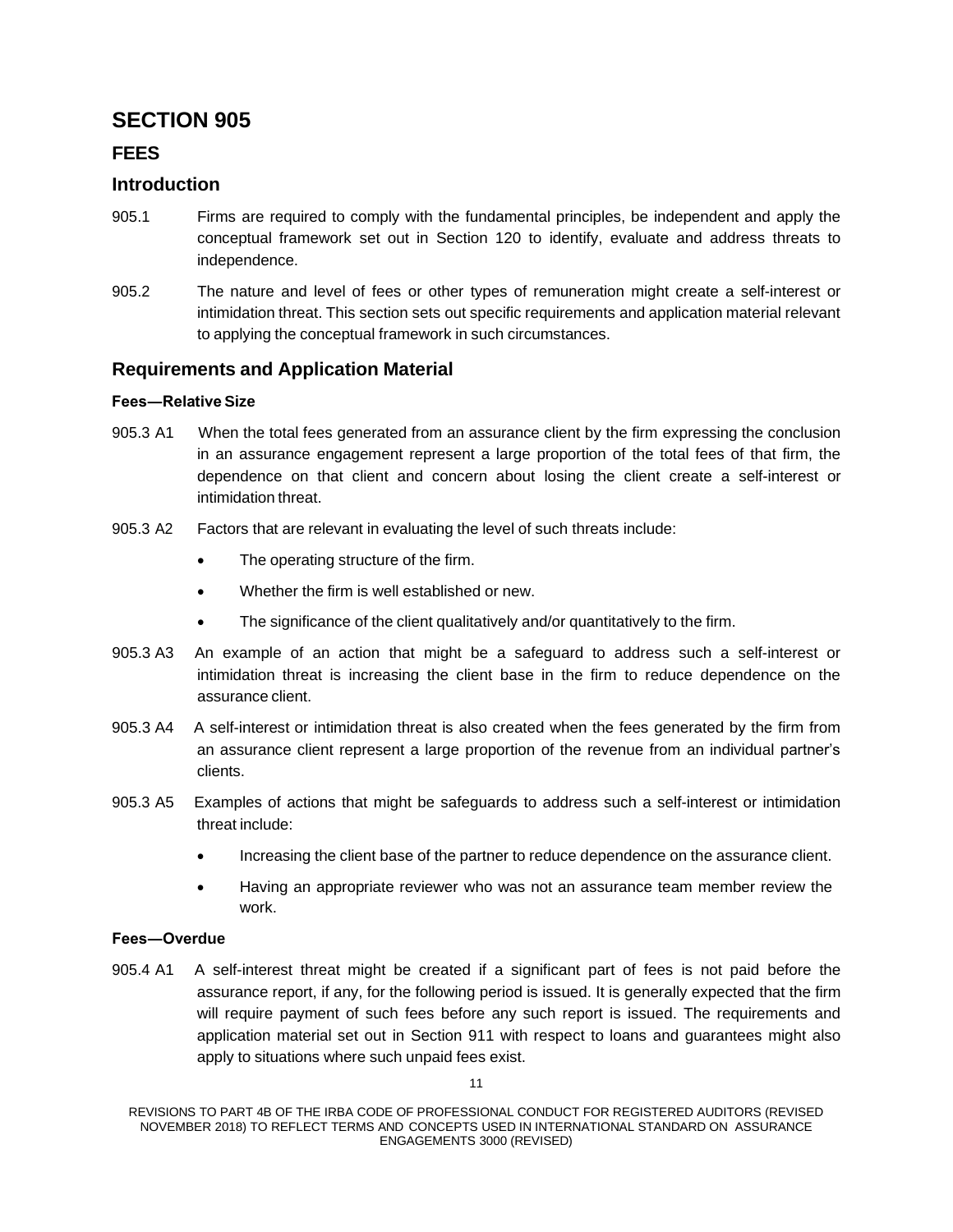# SECTION 905

## FEES

## Introduction

905.1 Firms are required to comply with the fundamental principles, be independent and apply the conceptual framework set out in Section 120 to identify, evaluate and address threats to independence.

905.2 The nature and level of fees or other types of remuneration might create a self-interest or intimidation threat. This section sets out specific requirements and application material relevant to applying the conceptual framework in such circumstances.

## Requirements and Application Material

#### Fees—Relative Size

905.3 A1 When the total fees generated from an assurance client by the firm expressing the conclusion in an assurance engagement represent a large proportion of the total fees of that firm, the dependence on that client and concern about losing the client create a self-interest or intimidation threat.

905.3 A2 Factors that are relevant in evaluating the level of such threats include:

- The operating structure of the firm.
- Whether the firm is well established or new.
- The significance of the client qualitatively and/or quantitatively to the firm.

905.3 A3 An example of an action that might be a safeguard to address such a self-interest or intimidation threat is increasing the client base in the firm to reduce dependence on the assurance client.

905.3 A4 A self-interest or intimidation threat is also created when the fees generated by the firm from an assurance client represent a large proportion of the revenue from an individual partner's clients.

905.3 A5 Examples of actions that might be safeguards to address such a self-interest or intimidation threat include:

- Increasing the client base of the partner to reduce dependence on the assurance client.
- Having an appropriate reviewer who was not an assurance team member review the work.

#### Fees—Overdue

905.4 A1 A self-interest threat might be created if a significant part of fees is not paid before the assurance report, if any, for the following period is issued. It is generally expected that the firm will require payment of such fees before any such report is issued. The requirements and application material set out in Section 911 with respect to loans and guarantees might also apply to situations where such unpaid fees exist.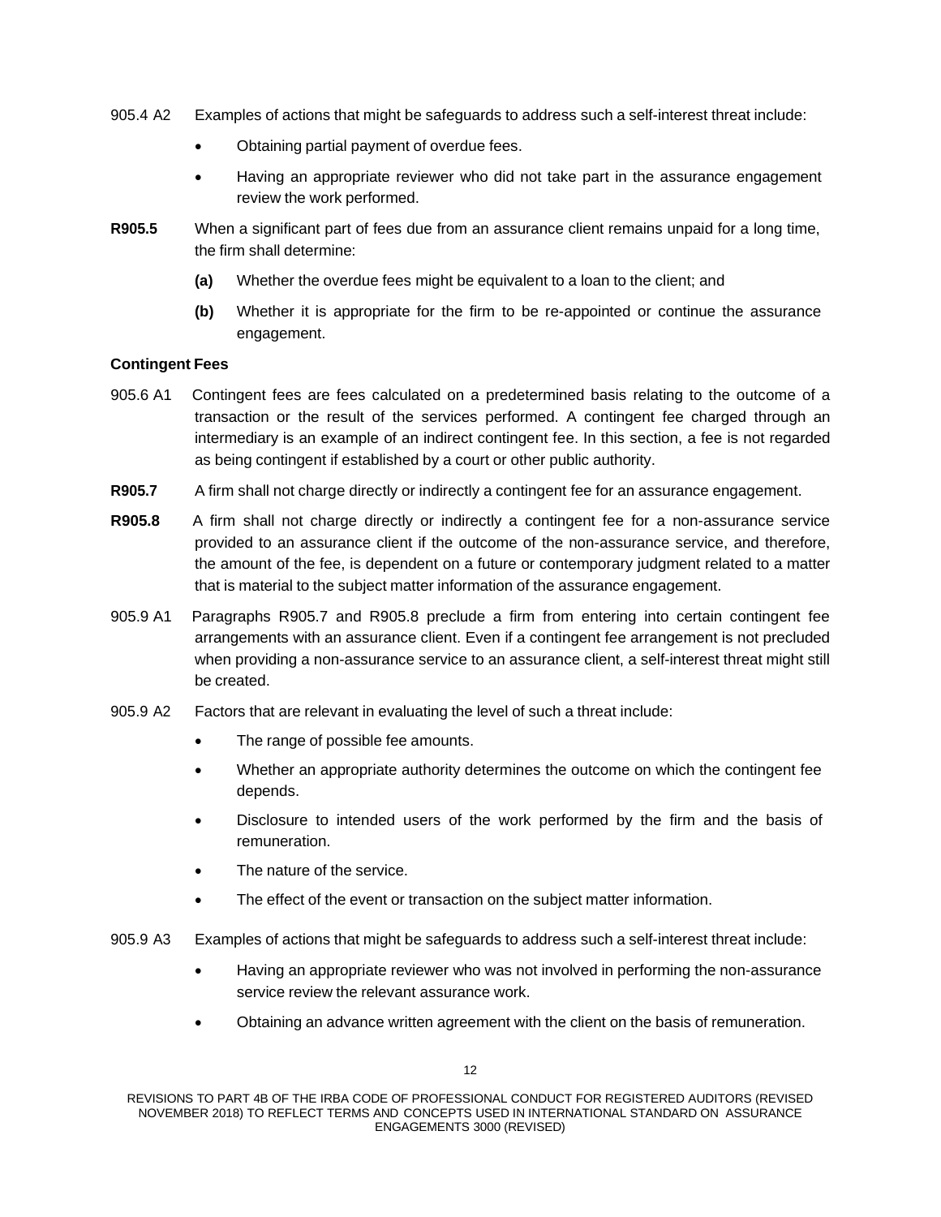905.4 A2 Examples of actions that might be safeguards to address such a self-interest threat include:

- Obtaining partial payment of overdue fees.
- Having an appropriate reviewer who did not take part in the assurance engagement review the work performed.

**R905.5** When a significant part of fees due from an assurance client remains unpaid for a long time, the firm shall determine:

**(a)** Whether the overdue fees might be equivalent to a loan to the client; and

**(b)** Whether it is appropriate for the firm to be re-appointed or continue the assurance engagement.

**Contingent Fees**

905.6 A1 Contingent fees are fees calculated on a predetermined basis relating to the outcome of a transaction or the result of the services performed. A contingent fee charged through an intermediary is an example of an indirect contingent fee. In this section, a fee is not regarded as being contingent if established by a court or other public authority.

**R905.7** A firm shall not charge directly or indirectly a contingent fee for an assurance engagement.

**R905.8** A firm shall not charge directly or indirectly a contingent fee for a non-assurance service provided to an assurance client if the outcome of the non-assurance service, and therefore, the amount of the fee, is dependent on a future or contemporary judgment related to a matter that is material to the subject matter information of the assurance engagement.

905.9 A1 Paragraphs R905.7 and R905.8 preclude a firm from entering into certain contingent fee arrangements with an assurance client. Even if a contingent fee arrangement is not precluded when providing a non-assurance service to an assurance client, a self-interest threat might still be created.

905.9 A2 Factors that are relevant in evaluating the level of such a threat include:

- The range of possible fee amounts.
- Whether an appropriate authority determines the outcome on which the contingent fee depends.
- Disclosure to intended users of the work performed by the firm and the basis of remuneration.
- The nature of the service.
- The effect of the event or transaction on the subject matter information.

905.9 A3 Examples of actions that might be safeguards to address such a self-interest threat include:

- Having an appropriate reviewer who was not involved in performing the non-assurance service review the relevant assurance work.
- Obtaining an advance written agreement with the client on the basis of remuneration.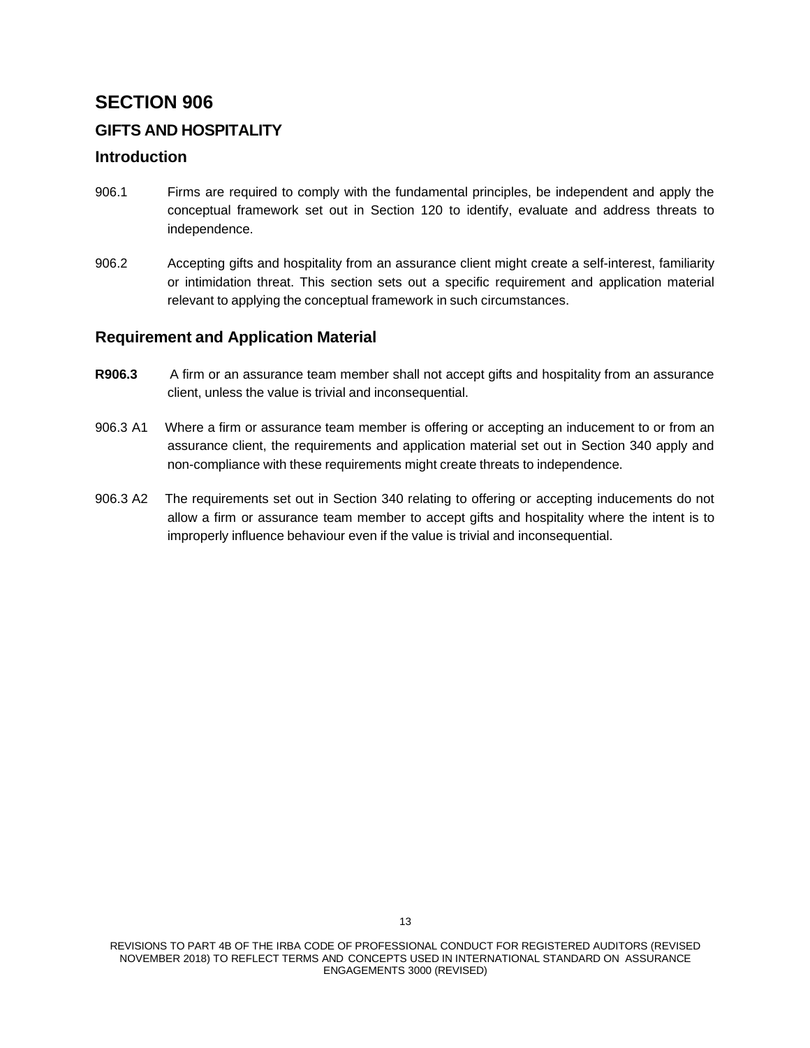# SECTION 906

## GIFTS AND HOSPITALITY

### Introduction

906.1 Firms are required to comply with the fundamental principles, be independent and apply the conceptual framework set out in Section 120 to identify, evaluate and address threats to independence.

906.2 Accepting gifts and hospitality from an assurance client might create a self-interest, familiarity or intimidation threat. This section sets out a specific requirement and application material relevant to applying the conceptual framework in such circumstances.

### Requirement and Application Material

**R906.3** A firm or an assurance team member shall not accept gifts and hospitality from an assurance client, unless the value is trivial and inconsequential.

906.3 A1 Where a firm or assurance team member is offering or accepting an inducement to or from an assurance client, the requirements and application material set out in Section 340 apply and non-compliance with these requirements might create threats to independence.

906.3 A2 The requirements set out in Section 340 relating to offering or accepting inducements do not allow a firm or assurance team member to accept gifts and hospitality where the intent is to improperly influence behaviour even if the value is trivial and inconsequential.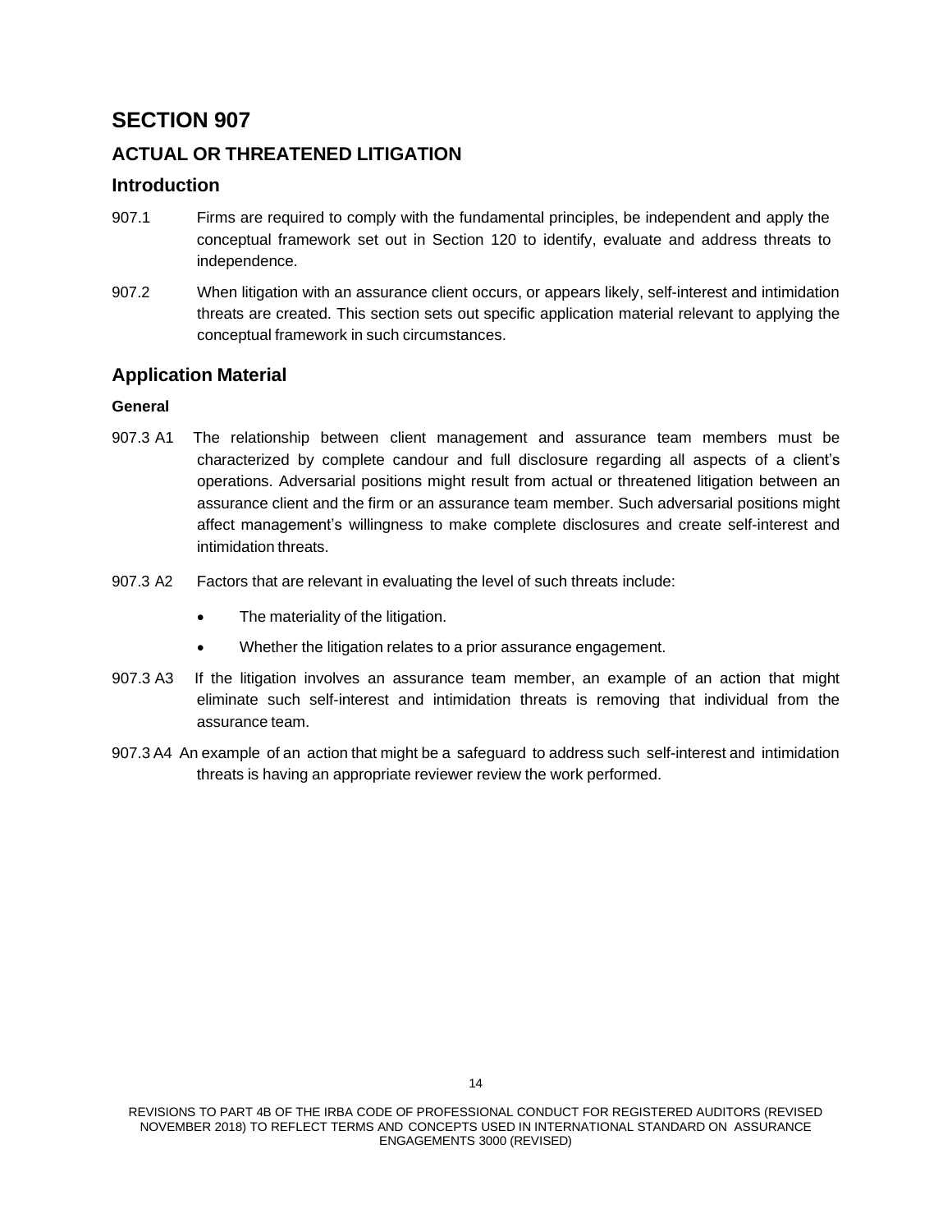# SECTION 907

## ACTUAL OR THREATENED LITIGATION

### Introduction

907.1 Firms are required to comply with the fundamental principles, be independent and apply the conceptual framework set out in Section 120 to identify, evaluate and address threats to independence.

907.2 When litigation with an assurance client occurs, or appears likely, self-interest and intimidation threats are created. This section sets out specific application material relevant to applying the conceptual framework in such circumstances.

### Application Material

**General**

907.3 A1 The relationship between client management and assurance team members must be characterized by complete candour and full disclosure regarding all aspects of a client's operations. Adversarial positions might result from actual or threatened litigation between an assurance client and the firm or an assurance team member. Such adversarial positions might affect management's willingness to make complete disclosures and create self-interest and intimidation threats.

907.3 A2 Factors that are relevant in evaluating the level of such threats include:

- The materiality of the litigation.
- Whether the litigation relates to a prior assurance engagement.

907.3 A3 If the litigation involves an assurance team member, an example of an action that might eliminate such self-interest and intimidation threats is removing that individual from the assurance team.

907.3 A4 An example of an action that might be a safeguard to address such self-interest and intimidation threats is having an appropriate reviewer review the work performed.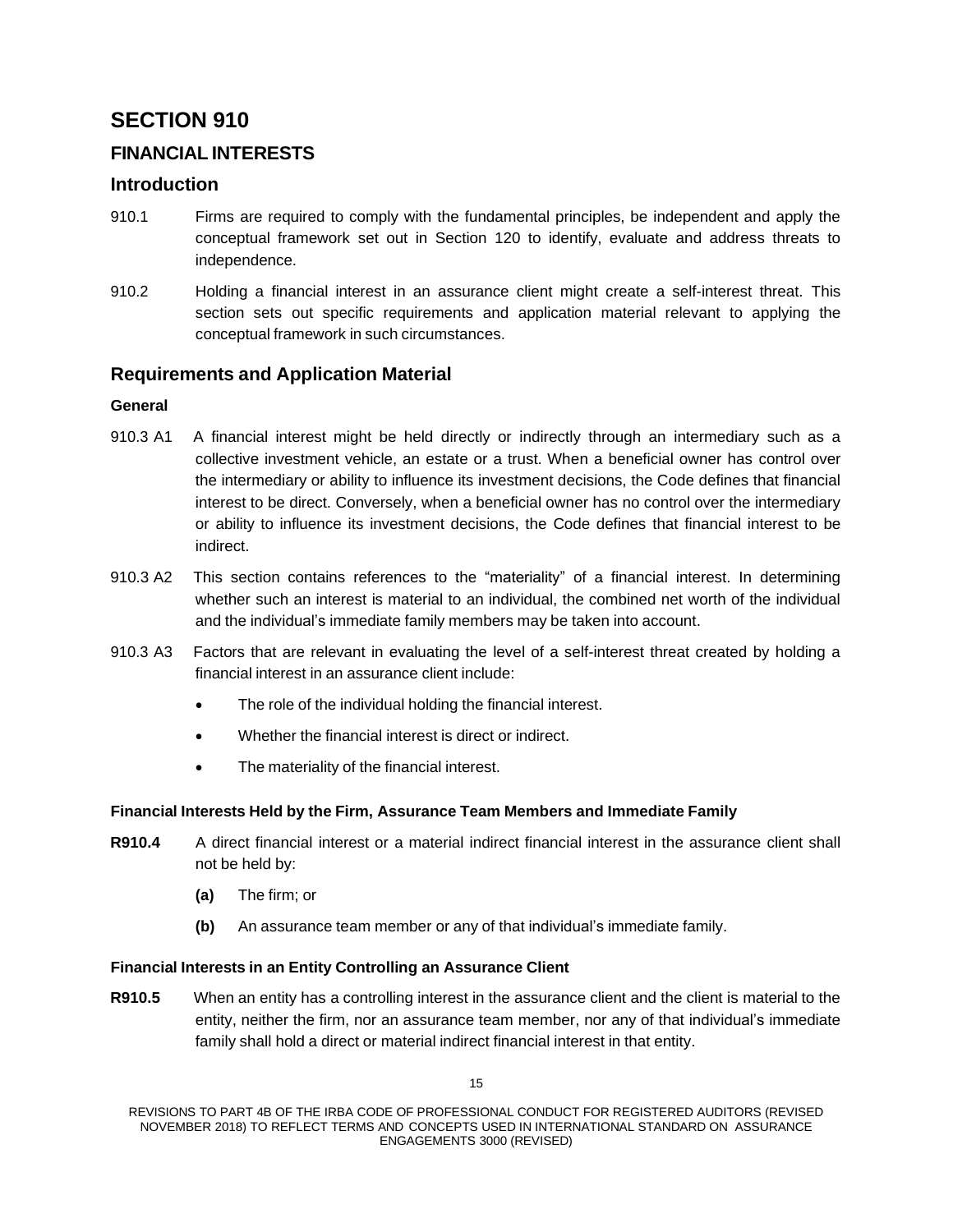# SECTION 910

## FINANCIAL INTERESTS

### Introduction

910.1 Firms are required to comply with the fundamental principles, be independent and apply the conceptual framework set out in Section 120 to identify, evaluate and address threats to independence.

910.2 Holding a financial interest in an assurance client might create a self-interest threat. This section sets out specific requirements and application material relevant to applying the conceptual framework in such circumstances.

### Requirements and Application Material

#### General

910.3 A1 A financial interest might be held directly or indirectly through an intermediary such as a collective investment vehicle, an estate or a trust. When a beneficial owner has control over the intermediary or ability to influence its investment decisions, the Code defines that financial interest to be direct. Conversely, when a beneficial owner has no control over the intermediary or ability to influence its investment decisions, the Code defines that financial interest to be indirect.

910.3 A2 This section contains references to the "materiality" of a financial interest. In determining whether such an interest is material to an individual, the combined net worth of the individual and the individual's immediate family members may be taken into account.

910.3 A3 Factors that are relevant in evaluating the level of a self-interest threat created by holding a financial interest in an assurance client include:

- The role of the individual holding the financial interest.
- Whether the financial interest is direct or indirect.
- The materiality of the financial interest.

#### Financial Interests Held by the Firm, Assurance Team Members and Immediate Family

**R910.4** A direct financial interest or a material indirect financial interest in the assurance client shall not be held by:

**(a)** The firm; or

**(b)** An assurance team member or any of that individual's immediate family.

#### Financial Interests in an Entity Controlling an Assurance Client

**R910.5** When an entity has a controlling interest in the assurance client and the client is material to the entity, neither the firm, nor an assurance team member, nor any of that individual's immediate family shall hold a direct or material indirect financial interest in that entity.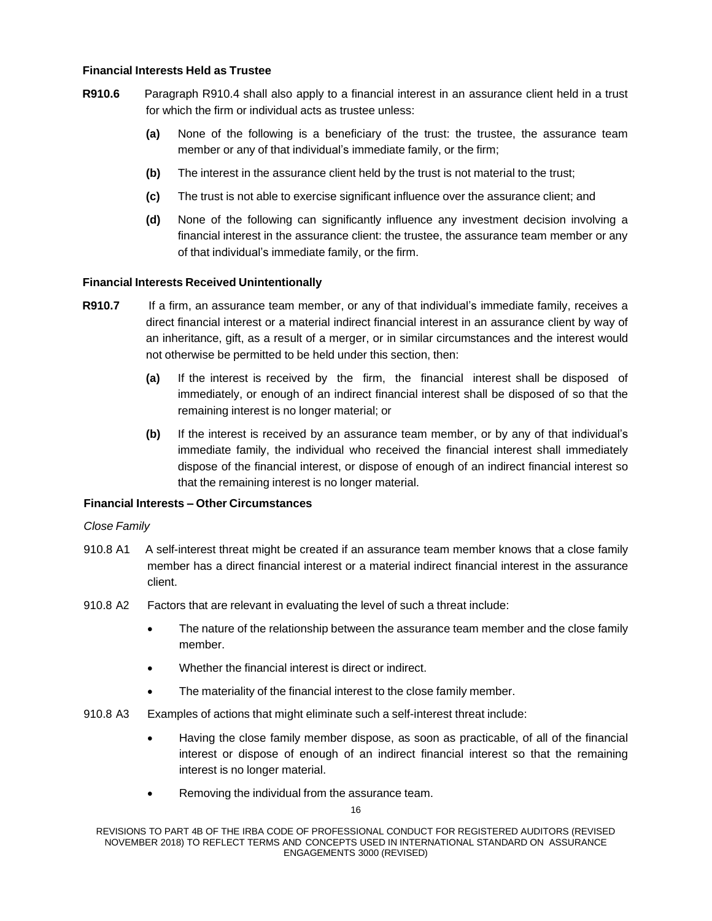#### Financial Interests Held as Trustee

**R910.6** Paragraph R910.4 shall also apply to a financial interest in an assurance client held in a trust for which the firm or individual acts as trustee unless:

- **(a)** None of the following is a beneficiary of the trust: the trustee, the assurance team member or any of that individual's immediate family, or the firm;
- **(b)** The interest in the assurance client held by the trust is not material to the trust;
- **(c)** The trust is not able to exercise significant influence over the assurance client; and
- **(d)** None of the following can significantly influence any investment decision involving a financial interest in the assurance client: the trustee, the assurance team member or any of that individual's immediate family, or the firm.

#### Financial Interests Received Unintentionally

**R910.7** If a firm, an assurance team member, or any of that individual's immediate family, receives a direct financial interest or a material indirect financial interest in an assurance client by way of an inheritance, gift, as a result of a merger, or in similar circumstances and the interest would not otherwise be permitted to be held under this section, then:

- **(a)** If the interest is received by the firm, the financial interest shall be disposed of immediately, or enough of an indirect financial interest shall be disposed of so that the remaining interest is no longer material; or
- **(b)** If the interest is received by an assurance team member, or by any of that individual's immediate family, the individual who received the financial interest shall immediately dispose of the financial interest, or dispose of enough of an indirect financial interest so that the remaining interest is no longer material.

#### Financial Interests – Other Circumstances

*Close Family*

910.8 A1 A self-interest threat might be created if an assurance team member knows that a close family member has a direct financial interest or a material indirect financial interest in the assurance client.

910.8 A2 Factors that are relevant in evaluating the level of such a threat include:

- The nature of the relationship between the assurance team member and the close family member.
- Whether the financial interest is direct or indirect.
- The materiality of the financial interest to the close family member.

910.8 A3 Examples of actions that might eliminate such a self-interest threat include:

- Having the close family member dispose, as soon as practicable, of all of the financial interest or dispose of enough of an indirect financial interest so that the remaining interest is no longer material.
- Removing the individual from the assurance team.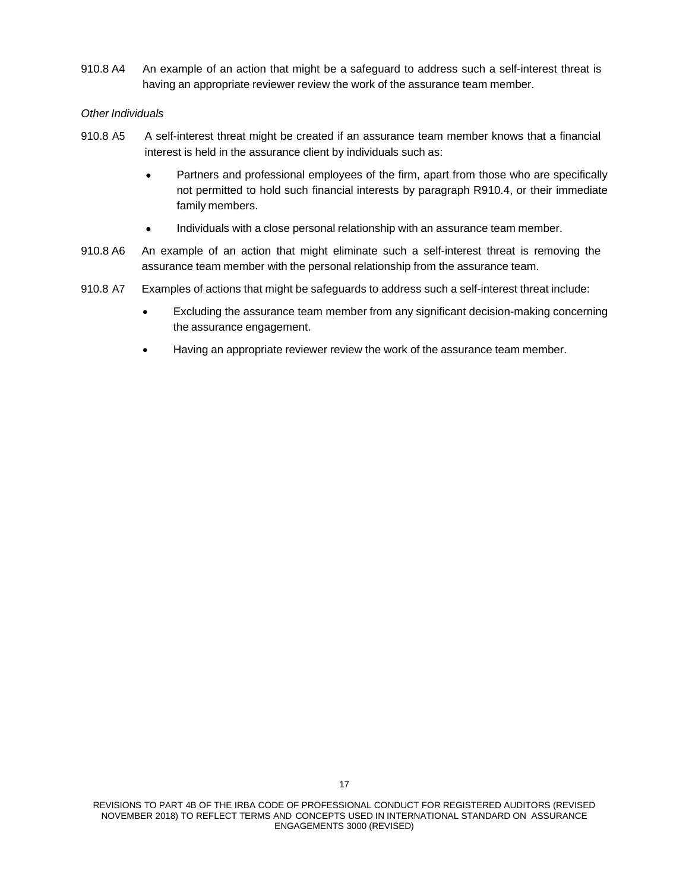910.8 A4 An example of an action that might be a safeguard to address such a self-interest threat is having an appropriate reviewer review the work of the assurance team member.

*Other Individuals*

910.8 A5 A self-interest threat might be created if an assurance team member knows that a financial interest is held in the assurance client by individuals such as:

- Partners and professional employees of the firm, apart from those who are specifically not permitted to hold such financial interests by paragraph R910.4, or their immediate family members.
- Individuals with a close personal relationship with an assurance team member.

910.8 A6 An example of an action that might eliminate such a self-interest threat is removing the assurance team member with the personal relationship from the assurance team.

910.8 A7 Examples of actions that might be safeguards to address such a self-interest threat include:

- Excluding the assurance team member from any significant decision-making concerning the assurance engagement.
- Having an appropriate reviewer review the work of the assurance team member.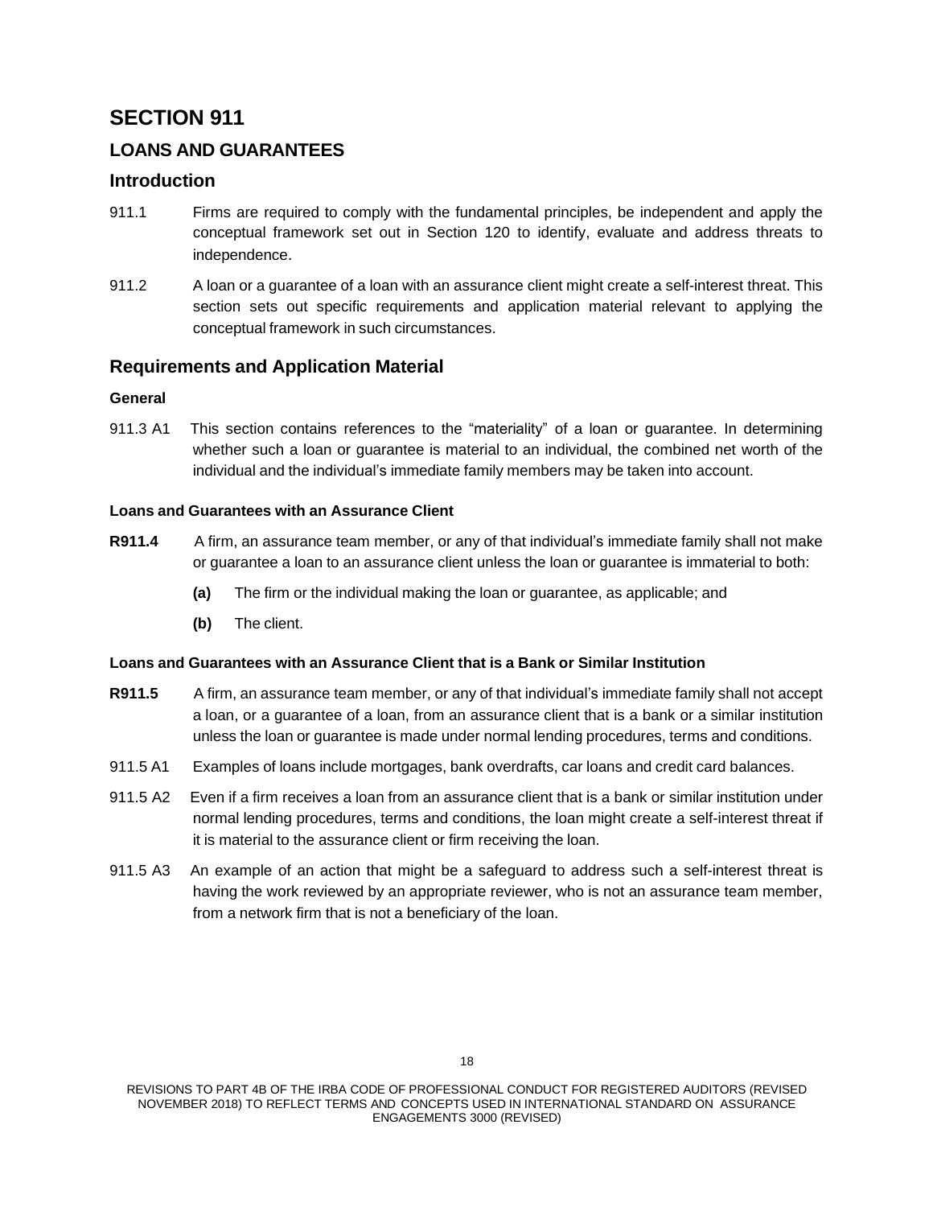# SECTION 911

## LOANS AND GUARANTEES

### Introduction

911.1 Firms are required to comply with the fundamental principles, be independent and apply the conceptual framework set out in Section 120 to identify, evaluate and address threats to independence.

911.2 A loan or a guarantee of a loan with an assurance client might create a self-interest threat. This section sets out specific requirements and application material relevant to applying the conceptual framework in such circumstances.

### Requirements and Application Material

#### General

911.3 A1 This section contains references to the "materiality" of a loan or guarantee. In determining whether such a loan or guarantee is material to an individual, the combined net worth of the individual and the individual's immediate family members may be taken into account.

#### Loans and Guarantees with an Assurance Client

**R911.4** A firm, an assurance team member, or any of that individual's immediate family shall not make or guarantee a loan to an assurance client unless the loan or guarantee is immaterial to both:

**(a)** The firm or the individual making the loan or guarantee, as applicable; and

**(b)** The client.

#### Loans and Guarantees with an Assurance Client that is a Bank or Similar Institution

**R911.5** A firm, an assurance team member, or any of that individual's immediate family shall not accept a loan, or a guarantee of a loan, from an assurance client that is a bank or a similar institution unless the loan or guarantee is made under normal lending procedures, terms and conditions.

911.5 A1 Examples of loans include mortgages, bank overdrafts, car loans and credit card balances.

911.5 A2 Even if a firm receives a loan from an assurance client that is a bank or similar institution under normal lending procedures, terms and conditions, the loan might create a self-interest threat if it is material to the assurance client or firm receiving the loan.

911.5 A3 An example of an action that might be a safeguard to address such a self-interest threat is having the work reviewed by an appropriate reviewer, who is not an assurance team member, from a network firm that is not a beneficiary of the loan.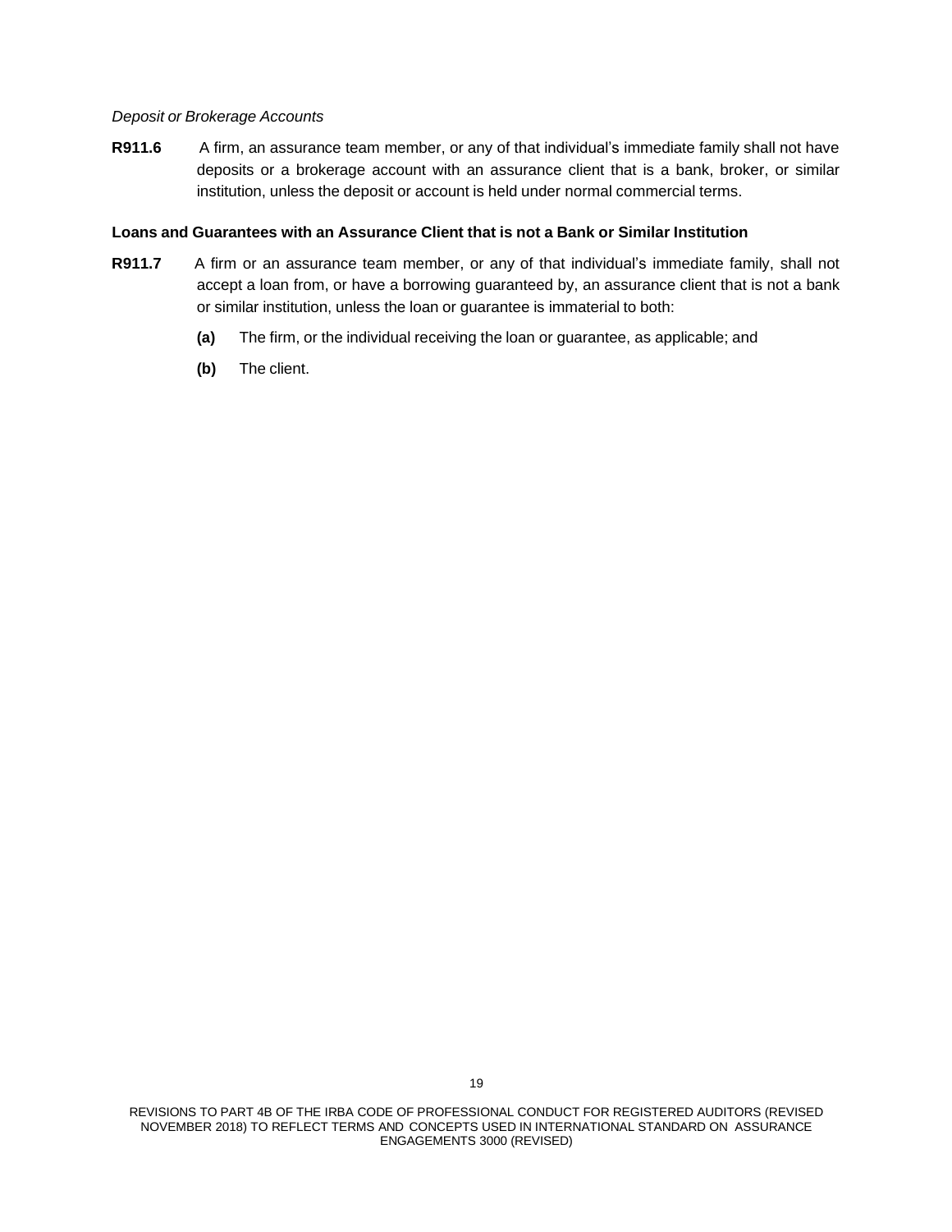*Deposit or Brokerage Accounts*

**R911.6** A firm, an assurance team member, or any of that individual's immediate family shall not have deposits or a brokerage account with an assurance client that is a bank, broker, or similar institution, unless the deposit or account is held under normal commercial terms.

**Loans and Guarantees with an Assurance Client that is not a Bank or Similar Institution**

**R911.7** A firm or an assurance team member, or any of that individual's immediate family, shall not accept a loan from, or have a borrowing guaranteed by, an assurance client that is not a bank or similar institution, unless the loan or guarantee is immaterial to both:

**(a)** The firm, or the individual receiving the loan or guarantee, as applicable; and

**(b)** The client.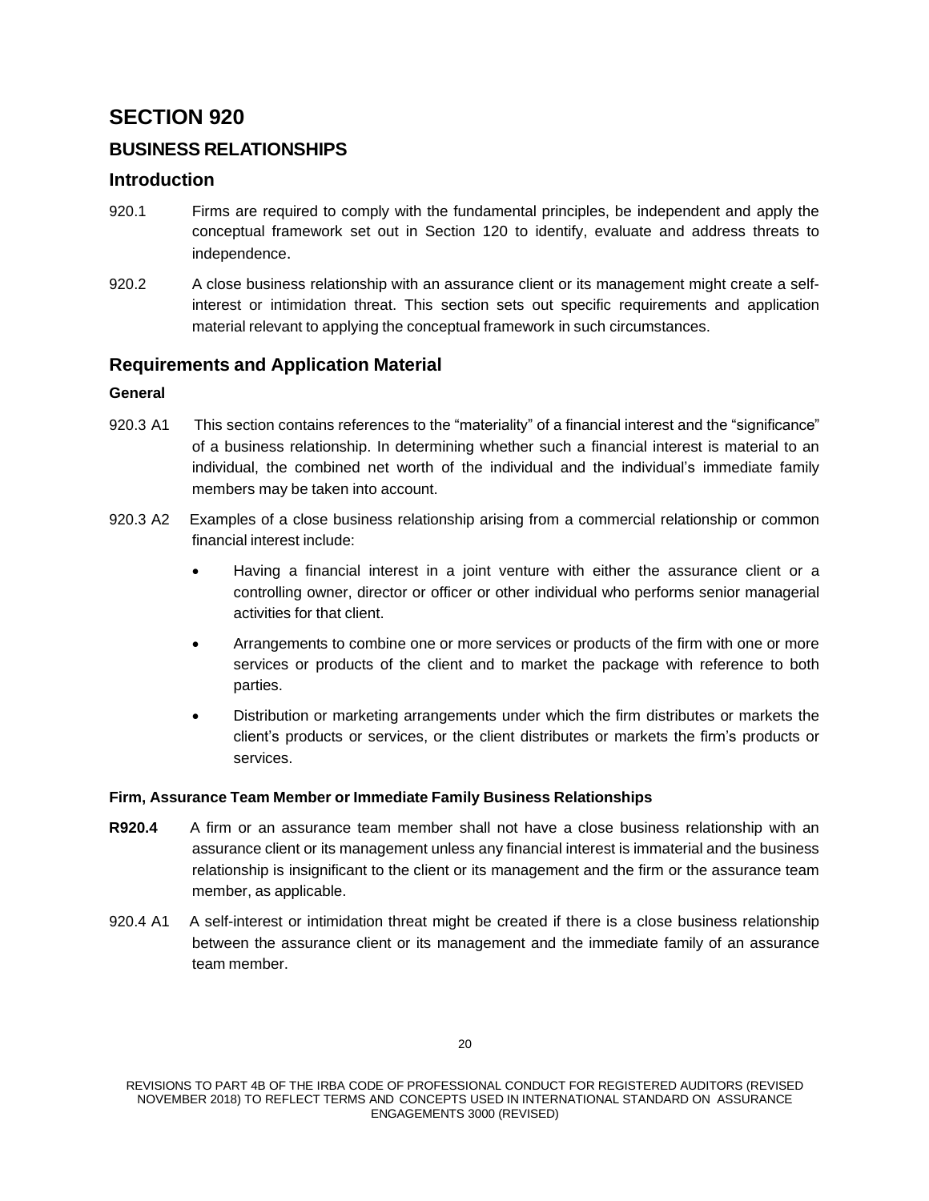# SECTION 920

## BUSINESS RELATIONSHIPS

## Introduction

920.1 Firms are required to comply with the fundamental principles, be independent and apply the conceptual framework set out in Section 120 to identify, evaluate and address threats to independence.

920.2 A close business relationship with an assurance client or its management might create a self-interest or intimidation threat. This section sets out specific requirements and application material relevant to applying the conceptual framework in such circumstances.

## Requirements and Application Material

### General

920.3 A1 This section contains references to the "materiality" of a financial interest and the "significance" of a business relationship. In determining whether such a financial interest is material to an individual, the combined net worth of the individual and the individual's immediate family members may be taken into account.

920.3 A2 Examples of a close business relationship arising from a commercial relationship or common financial interest include:

- Having a financial interest in a joint venture with either the assurance client or a controlling owner, director or officer or other individual who performs senior managerial activities for that client.
- Arrangements to combine one or more services or products of the firm with one or more services or products of the client and to market the package with reference to both parties.
- Distribution or marketing arrangements under which the firm distributes or markets the client's products or services, or the client distributes or markets the firm's products or services.

### Firm, Assurance Team Member or Immediate Family Business Relationships

**R920.4** A firm or an assurance team member shall not have a close business relationship with an assurance client or its management unless any financial interest is immaterial and the business relationship is insignificant to the client or its management and the firm or the assurance team member, as applicable.

920.4 A1 A self-interest or intimidation threat might be created if there is a close business relationship between the assurance client or its management and the immediate family of an assurance team member.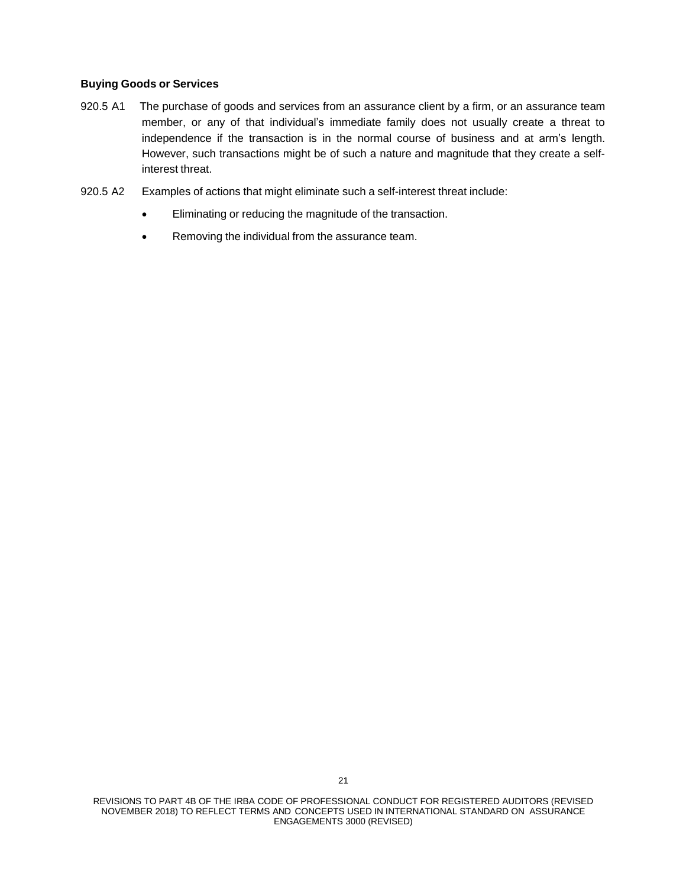**Buying Goods or Services**

920.5 A1 The purchase of goods and services from an assurance client by a firm, or an assurance team member, or any of that individual's immediate family does not usually create a threat to independence if the transaction is in the normal course of business and at arm's length. However, such transactions might be of such a nature and magnitude that they create a self-interest threat.

920.5 A2 Examples of actions that might eliminate such a self-interest threat include:

- Eliminating or reducing the magnitude of the transaction.
- Removing the individual from the assurance team.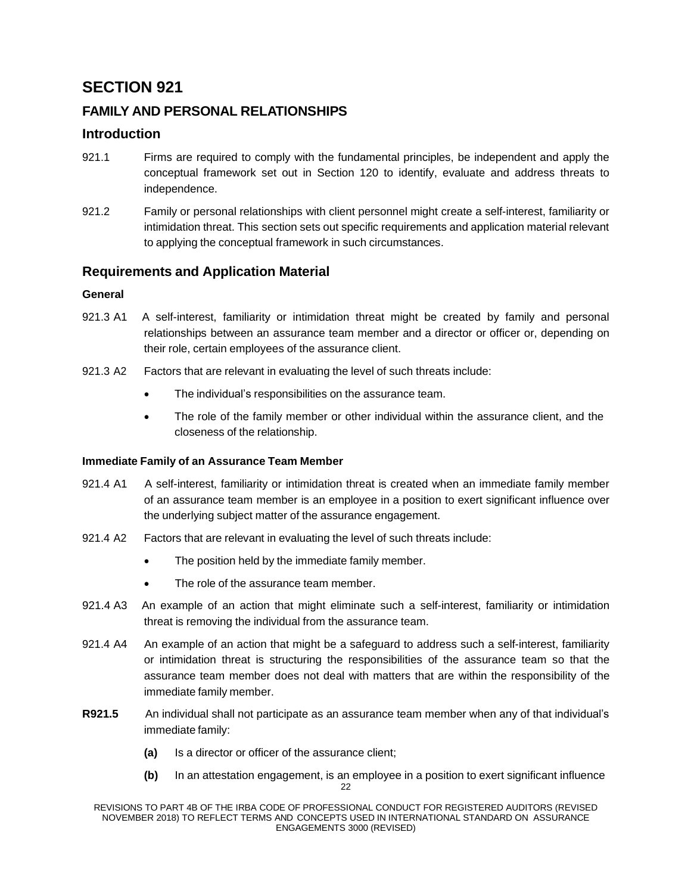# SECTION 921

## FAMILY AND PERSONAL RELATIONSHIPS

## Introduction

921.1 Firms are required to comply with the fundamental principles, be independent and apply the conceptual framework set out in Section 120 to identify, evaluate and address threats to independence.

921.2 Family or personal relationships with client personnel might create a self-interest, familiarity or intimidation threat. This section sets out specific requirements and application material relevant to applying the conceptual framework in such circumstances.

## Requirements and Application Material

### General

921.3 A1 A self-interest, familiarity or intimidation threat might be created by family and personal relationships between an assurance team member and a director or officer or, depending on their role, certain employees of the assurance client.

921.3 A2 Factors that are relevant in evaluating the level of such threats include:

- The individual's responsibilities on the assurance team.
- The role of the family member or other individual within the assurance client, and the closeness of the relationship.

### Immediate Family of an Assurance Team Member

921.4 A1 A self-interest, familiarity or intimidation threat is created when an immediate family member of an assurance team member is an employee in a position to exert significant influence over the underlying subject matter of the assurance engagement.

921.4 A2 Factors that are relevant in evaluating the level of such threats include:

- The position held by the immediate family member.
- The role of the assurance team member.

921.4 A3 An example of an action that might eliminate such a self-interest, familiarity or intimidation threat is removing the individual from the assurance team.

921.4 A4 An example of an action that might be a safeguard to address such a self-interest, familiarity or intimidation threat is structuring the responsibilities of the assurance team so that the assurance team member does not deal with matters that are within the responsibility of the immediate family member.

**R921.5** An individual shall not participate as an assurance team member when any of that individual's immediate family:

**(a)** Is a director or officer of the assurance client;

**(b)** In an attestation engagement, is an employee in a position to exert significant influence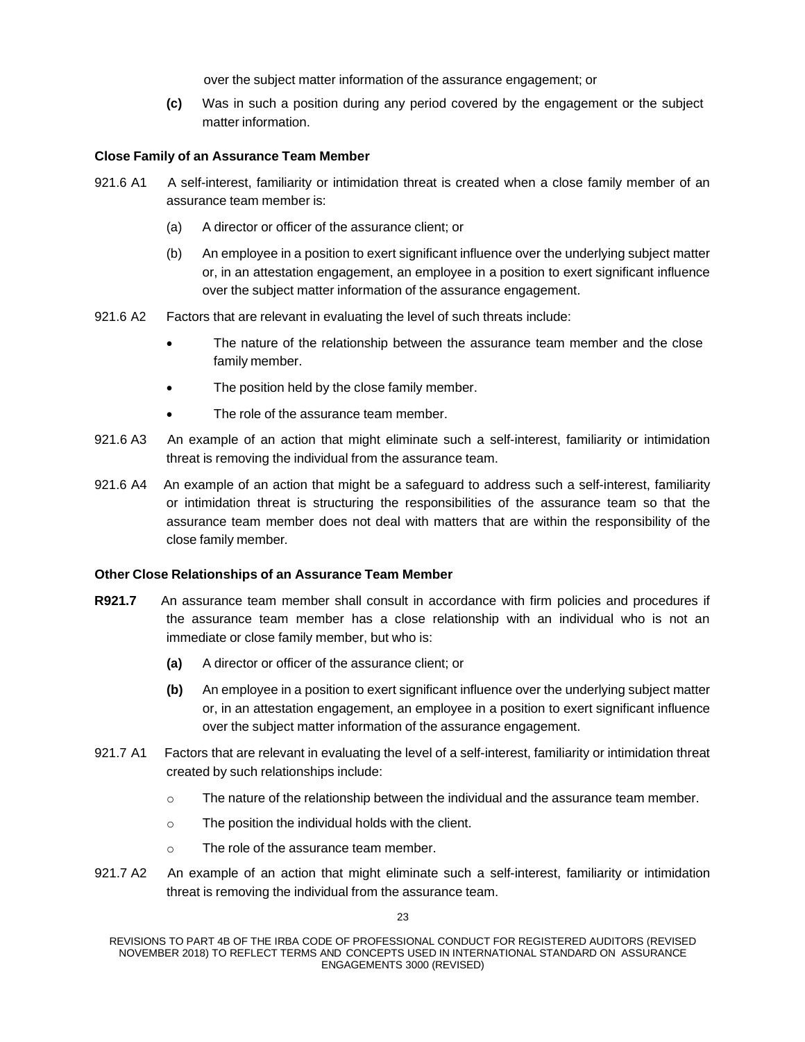over the subject matter information of the assurance engagement; or

**(c)** Was in such a position during any period covered by the engagement or the subject matter information.

**Close Family of an Assurance Team Member**

921.6 A1 A self-interest, familiarity or intimidation threat is created when a close family member of an assurance team member is:

(a) A director or officer of the assurance client; or

(b) An employee in a position to exert significant influence over the underlying subject matter or, in an attestation engagement, an employee in a position to exert significant influence over the subject matter information of the assurance engagement.

921.6 A2 Factors that are relevant in evaluating the level of such threats include:

- The nature of the relationship between the assurance team member and the close family member.
- The position held by the close family member.
- The role of the assurance team member.

921.6 A3 An example of an action that might eliminate such a self-interest, familiarity or intimidation threat is removing the individual from the assurance team.

921.6 A4 An example of an action that might be a safeguard to address such a self-interest, familiarity or intimidation threat is structuring the responsibilities of the assurance team so that the assurance team member does not deal with matters that are within the responsibility of the close family member.

**Other Close Relationships of an Assurance Team Member**

**R921.7** An assurance team member shall consult in accordance with firm policies and procedures if the assurance team member has a close relationship with an individual who is not an immediate or close family member, but who is:

**(a)** A director or officer of the assurance client; or

**(b)** An employee in a position to exert significant influence over the underlying subject matter or, in an attestation engagement, an employee in a position to exert significant influence over the subject matter information of the assurance engagement.

921.7 A1 Factors that are relevant in evaluating the level of a self-interest, familiarity or intimidation threat created by such relationships include:

- The nature of the relationship between the individual and the assurance team member.
- The position the individual holds with the client.
- The role of the assurance team member.

921.7 A2 An example of an action that might eliminate such a self-interest, familiarity or intimidation threat is removing the individual from the assurance team.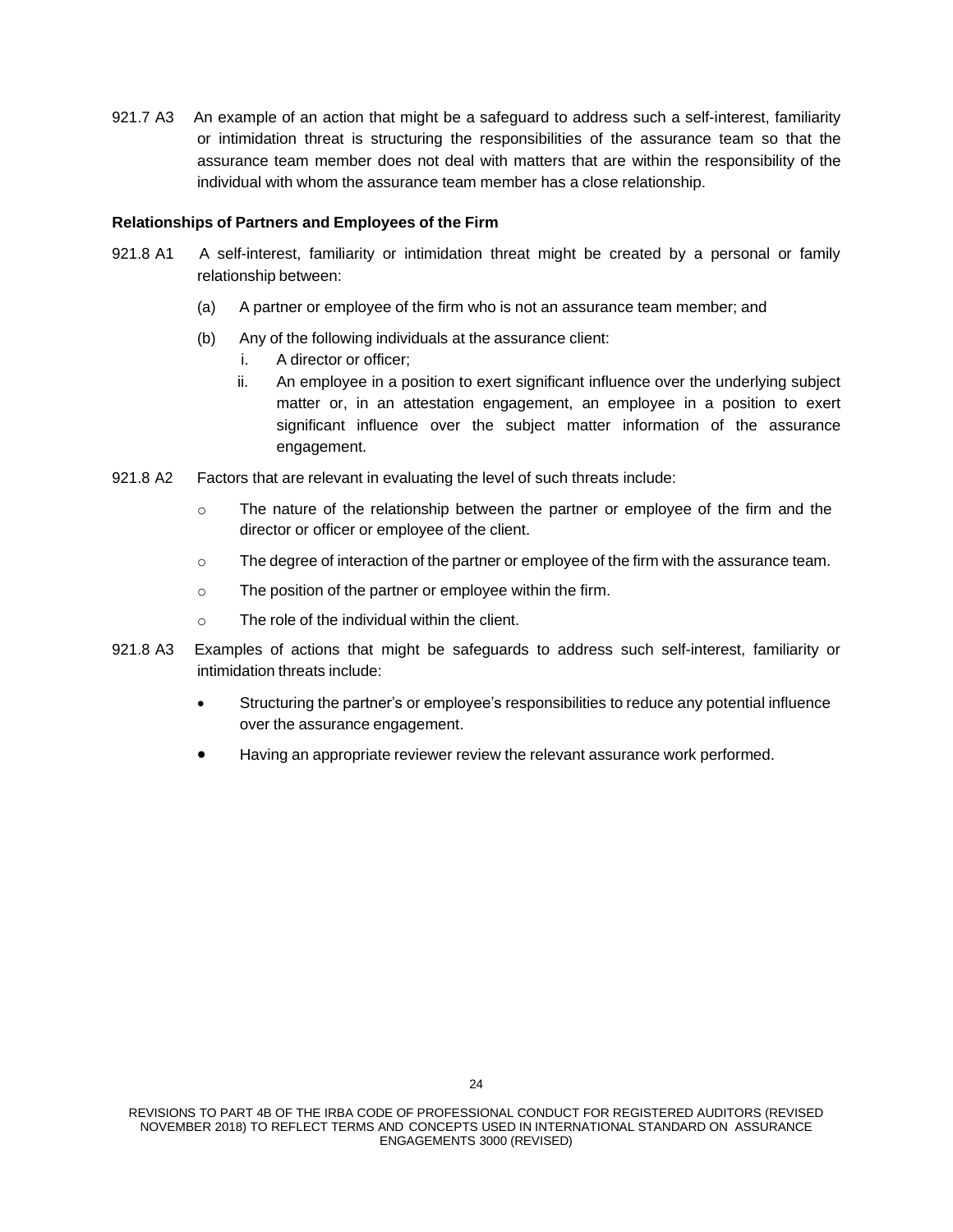921.7 A3 An example of an action that might be a safeguard to address such a self-interest, familiarity or intimidation threat is structuring the responsibilities of the assurance team so that the assurance team member does not deal with matters that are within the responsibility of the individual with whom the assurance team member has a close relationship.

**Relationships of Partners and Employees of the Firm**

921.8 A1 A self-interest, familiarity or intimidation threat might be created by a personal or family relationship between:

(a) A partner or employee of the firm who is not an assurance team member; and

(b) Any of the following individuals at the assurance client:

  i. A director or officer;

  ii. An employee in a position to exert significant influence over the underlying subject matter or, in an attestation engagement, an employee in a position to exert significant influence over the subject matter information of the assurance engagement.

921.8 A2 Factors that are relevant in evaluating the level of such threats include:

- The nature of the relationship between the partner or employee of the firm and the director or officer or employee of the client.
- The degree of interaction of the partner or employee of the firm with the assurance team.
- The position of the partner or employee within the firm.
- The role of the individual within the client.

921.8 A3 Examples of actions that might be safeguards to address such self-interest, familiarity or intimidation threats include:

- Structuring the partner's or employee's responsibilities to reduce any potential influence over the assurance engagement.
- Having an appropriate reviewer review the relevant assurance work performed.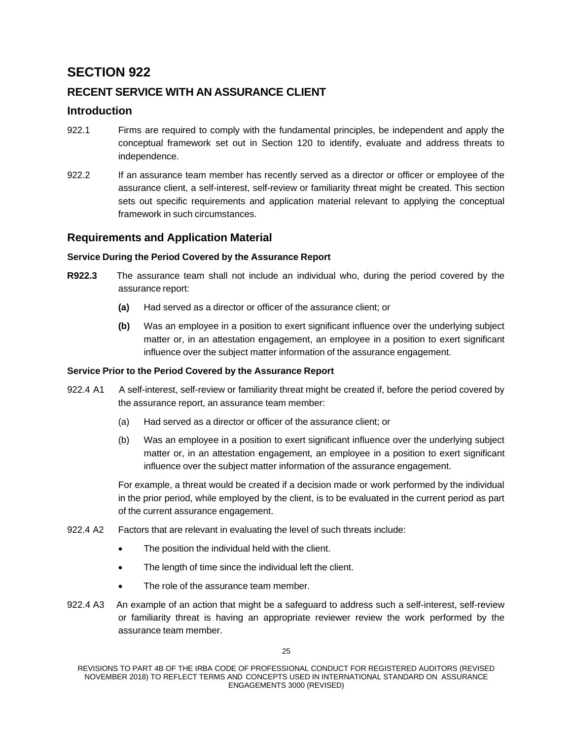# SECTION 922

## RECENT SERVICE WITH AN ASSURANCE CLIENT

### Introduction

922.1 Firms are required to comply with the fundamental principles, be independent and apply the conceptual framework set out in Section 120 to identify, evaluate and address threats to independence.

922.2 If an assurance team member has recently served as a director or officer or employee of the assurance client, a self-interest, self-review or familiarity threat might be created. This section sets out specific requirements and application material relevant to applying the conceptual framework in such circumstances.

### Requirements and Application Material

#### Service During the Period Covered by the Assurance Report

**R922.3** The assurance team shall not include an individual who, during the period covered by the assurance report:

- **(a)** Had served as a director or officer of the assurance client; or
- **(b)** Was an employee in a position to exert significant influence over the underlying subject matter or, in an attestation engagement, an employee in a position to exert significant influence over the subject matter information of the assurance engagement.

#### Service Prior to the Period Covered by the Assurance Report

922.4 A1 A self-interest, self-review or familiarity threat might be created if, before the period covered by the assurance report, an assurance team member:

- (a) Had served as a director or officer of the assurance client; or
- (b) Was an employee in a position to exert significant influence over the underlying subject matter or, in an attestation engagement, an employee in a position to exert significant influence over the subject matter information of the assurance engagement.

For example, a threat would be created if a decision made or work performed by the individual in the prior period, while employed by the client, is to be evaluated in the current period as part of the current assurance engagement.

922.4 A2 Factors that are relevant in evaluating the level of such threats include:

- The position the individual held with the client.
- The length of time since the individual left the client.
- The role of the assurance team member.

922.4 A3 An example of an action that might be a safeguard to address such a self-interest, self-review or familiarity threat is having an appropriate reviewer review the work performed by the assurance team member.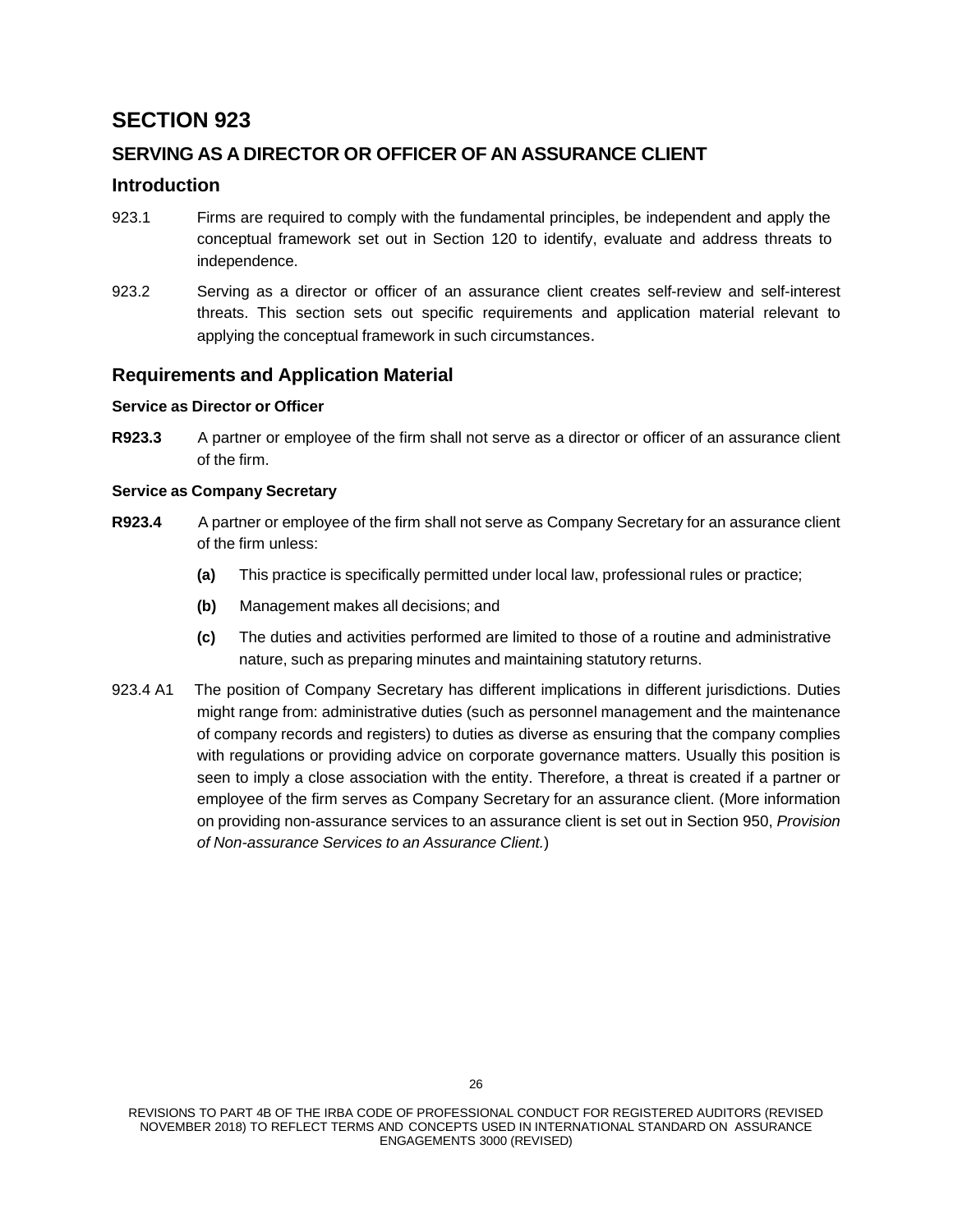# SECTION 923

## SERVING AS A DIRECTOR OR OFFICER OF AN ASSURANCE CLIENT

## Introduction

923.1 Firms are required to comply with the fundamental principles, be independent and apply the conceptual framework set out in Section 120 to identify, evaluate and address threats to independence.

923.2 Serving as a director or officer of an assurance client creates self-review and self-interest threats. This section sets out specific requirements and application material relevant to applying the conceptual framework in such circumstances.

## Requirements and Application Material

### Service as Director or Officer

**R923.3** A partner or employee of the firm shall not serve as a director or officer of an assurance client of the firm.

### Service as Company Secretary

**R923.4** A partner or employee of the firm shall not serve as Company Secretary for an assurance client of the firm unless:

- **(a)** This practice is specifically permitted under local law, professional rules or practice;
- **(b)** Management makes all decisions; and
- **(c)** The duties and activities performed are limited to those of a routine and administrative nature, such as preparing minutes and maintaining statutory returns.

923.4 A1 The position of Company Secretary has different implications in different jurisdictions. Duties might range from: administrative duties (such as personnel management and the maintenance of company records and registers) to duties as diverse as ensuring that the company complies with regulations or providing advice on corporate governance matters. Usually this position is seen to imply a close association with the entity. Therefore, a threat is created if a partner or employee of the firm serves as Company Secretary for an assurance client. (More information on providing non-assurance services to an assurance client is set out in Section 950, *Provision of Non-assurance Services to an Assurance Client.*)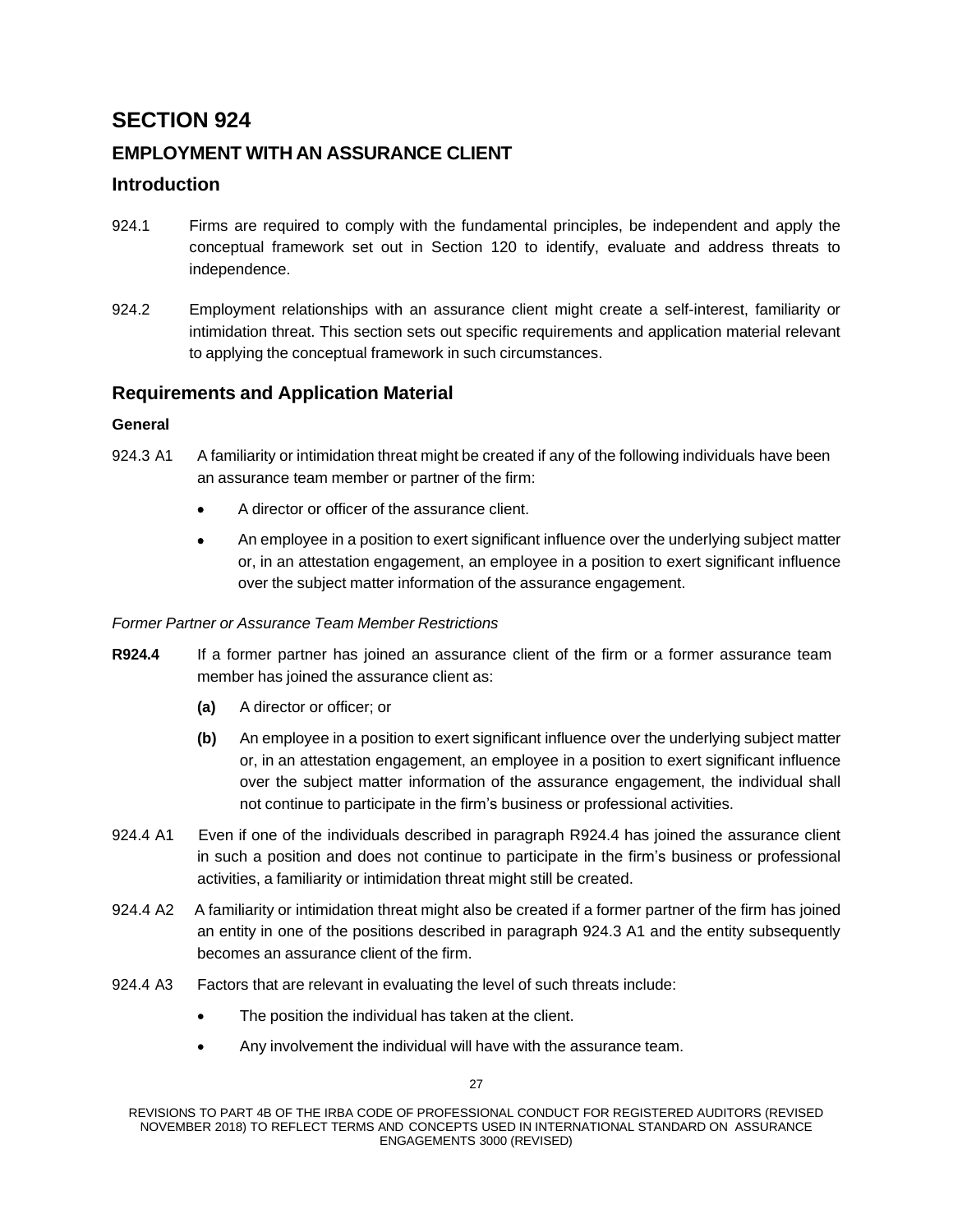# SECTION 924

## EMPLOYMENT WITH AN ASSURANCE CLIENT

## Introduction

924.1 Firms are required to comply with the fundamental principles, be independent and apply the conceptual framework set out in Section 120 to identify, evaluate and address threats to independence.

924.2 Employment relationships with an assurance client might create a self-interest, familiarity or intimidation threat. This section sets out specific requirements and application material relevant to applying the conceptual framework in such circumstances.

## Requirements and Application Material

### General

924.3 A1 A familiarity or intimidation threat might be created if any of the following individuals have been an assurance team member or partner of the firm:

- A director or officer of the assurance client.
- An employee in a position to exert significant influence over the underlying subject matter or, in an attestation engagement, an employee in a position to exert significant influence over the subject matter information of the assurance engagement.

*Former Partner or Assurance Team Member Restrictions*

**R924.4** If a former partner has joined an assurance client of the firm or a former assurance team member has joined the assurance client as:

**(a)** A director or officer; or

**(b)** An employee in a position to exert significant influence over the underlying subject matter or, in an attestation engagement, an employee in a position to exert significant influence over the subject matter information of the assurance engagement, the individual shall not continue to participate in the firm's business or professional activities.

924.4 A1 Even if one of the individuals described in paragraph R924.4 has joined the assurance client in such a position and does not continue to participate in the firm's business or professional activities, a familiarity or intimidation threat might still be created.

924.4 A2 A familiarity or intimidation threat might also be created if a former partner of the firm has joined an entity in one of the positions described in paragraph 924.3 A1 and the entity subsequently becomes an assurance client of the firm.

924.4 A3 Factors that are relevant in evaluating the level of such threats include:

- The position the individual has taken at the client.
- Any involvement the individual will have with the assurance team.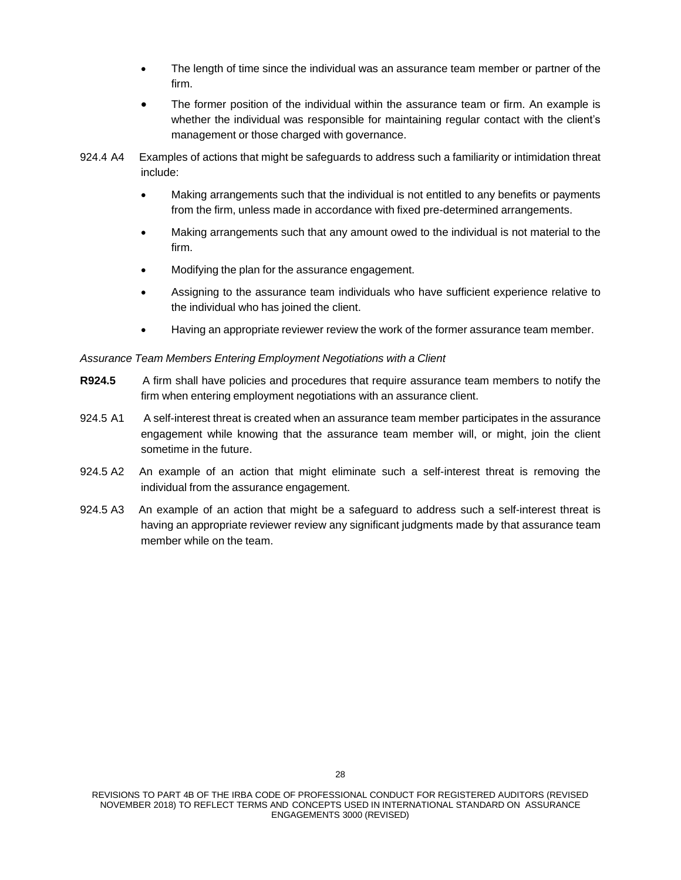- The length of time since the individual was an assurance team member or partner of the firm.
- The former position of the individual within the assurance team or firm. An example is whether the individual was responsible for maintaining regular contact with the client's management or those charged with governance.

924.4 A4 Examples of actions that might be safeguards to address such a familiarity or intimidation threat include:

- Making arrangements such that the individual is not entitled to any benefits or payments from the firm, unless made in accordance with fixed pre-determined arrangements.
- Making arrangements such that any amount owed to the individual is not material to the firm.
- Modifying the plan for the assurance engagement.
- Assigning to the assurance team individuals who have sufficient experience relative to the individual who has joined the client.
- Having an appropriate reviewer review the work of the former assurance team member.

*Assurance Team Members Entering Employment Negotiations with a Client*

**R924.5** A firm shall have policies and procedures that require assurance team members to notify the firm when entering employment negotiations with an assurance client.

924.5 A1 A self-interest threat is created when an assurance team member participates in the assurance engagement while knowing that the assurance team member will, or might, join the client sometime in the future.

924.5 A2 An example of an action that might eliminate such a self-interest threat is removing the individual from the assurance engagement.

924.5 A3 An example of an action that might be a safeguard to address such a self-interest threat is having an appropriate reviewer review any significant judgments made by that assurance team member while on the team.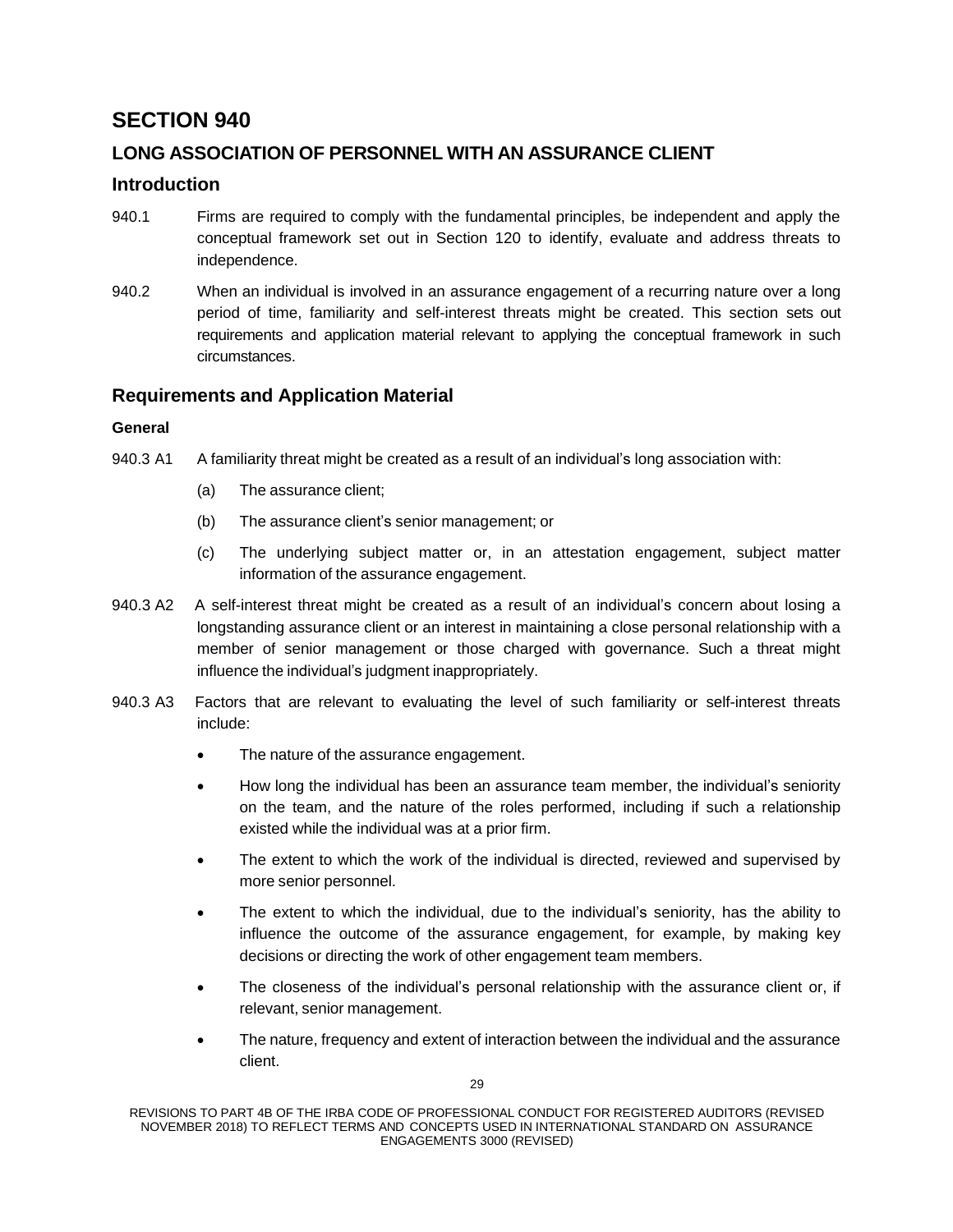# SECTION 940

## LONG ASSOCIATION OF PERSONNEL WITH AN ASSURANCE CLIENT

## Introduction

940.1 Firms are required to comply with the fundamental principles, be independent and apply the conceptual framework set out in Section 120 to identify, evaluate and address threats to independence.

940.2 When an individual is involved in an assurance engagement of a recurring nature over a long period of time, familiarity and self-interest threats might be created. This section sets out requirements and application material relevant to applying the conceptual framework in such circumstances.

## Requirements and Application Material

**General**

940.3 A1 A familiarity threat might be created as a result of an individual's long association with:

(a) The assurance client;

(b) The assurance client's senior management; or

(c) The underlying subject matter or, in an attestation engagement, subject matter information of the assurance engagement.

940.3 A2 A self-interest threat might be created as a result of an individual's concern about losing a longstanding assurance client or an interest in maintaining a close personal relationship with a member of senior management or those charged with governance. Such a threat might influence the individual's judgment inappropriately.

940.3 A3 Factors that are relevant to evaluating the level of such familiarity or self-interest threats include:

- The nature of the assurance engagement.
- How long the individual has been an assurance team member, the individual's seniority on the team, and the nature of the roles performed, including if such a relationship existed while the individual was at a prior firm.
- The extent to which the work of the individual is directed, reviewed and supervised by more senior personnel.
- The extent to which the individual, due to the individual's seniority, has the ability to influence the outcome of the assurance engagement, for example, by making key decisions or directing the work of other engagement team members.
- The closeness of the individual's personal relationship with the assurance client or, if relevant, senior management.
- The nature, frequency and extent of interaction between the individual and the assurance client.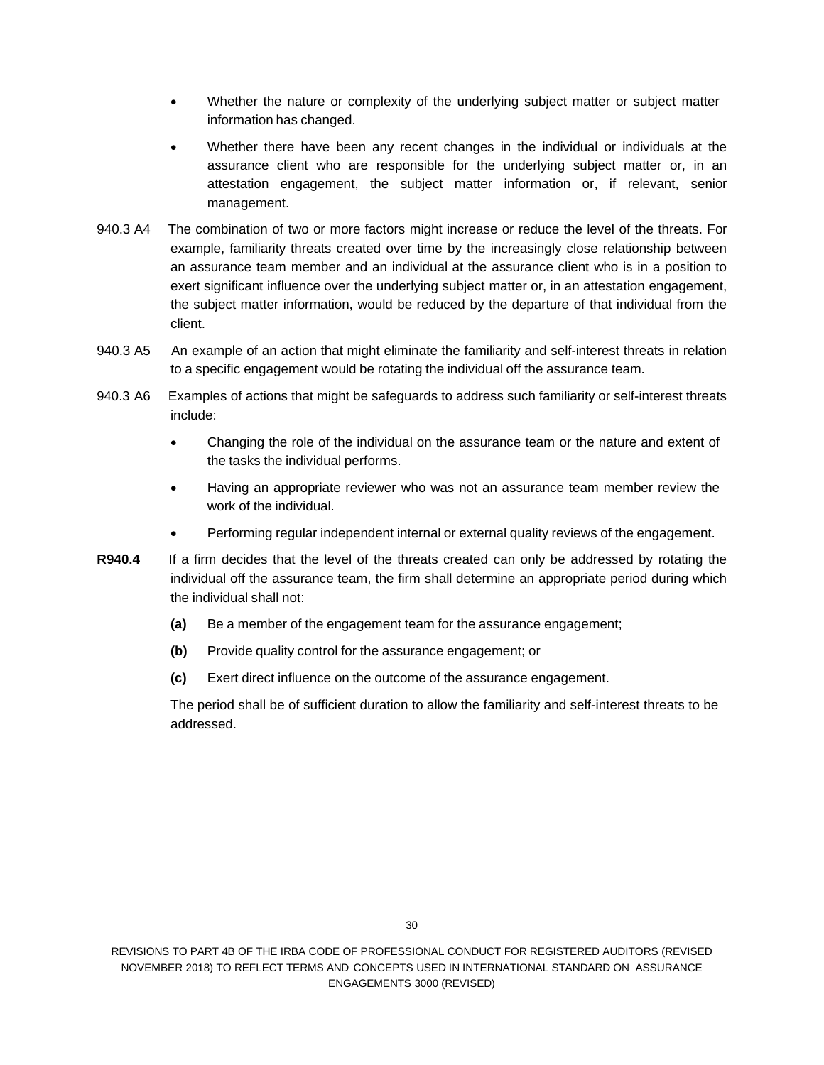- Whether the nature or complexity of the underlying subject matter or subject matter information has changed.
- Whether there have been any recent changes in the individual or individuals at the assurance client who are responsible for the underlying subject matter or, in an attestation engagement, the subject matter information or, if relevant, senior management.

940.3 A4 The combination of two or more factors might increase or reduce the level of the threats. For example, familiarity threats created over time by the increasingly close relationship between an assurance team member and an individual at the assurance client who is in a position to exert significant influence over the underlying subject matter or, in an attestation engagement, the subject matter information, would be reduced by the departure of that individual from the client.

940.3 A5 An example of an action that might eliminate the familiarity and self-interest threats in relation to a specific engagement would be rotating the individual off the assurance team.

940.3 A6 Examples of actions that might be safeguards to address such familiarity or self-interest threats include:

- Changing the role of the individual on the assurance team or the nature and extent of the tasks the individual performs.
- Having an appropriate reviewer who was not an assurance team member review the work of the individual.
- Performing regular independent internal or external quality reviews of the engagement.

**R940.4** If a firm decides that the level of the threats created can only be addressed by rotating the individual off the assurance team, the firm shall determine an appropriate period during which the individual shall not:

**(a)** Be a member of the engagement team for the assurance engagement;

**(b)** Provide quality control for the assurance engagement; or

**(c)** Exert direct influence on the outcome of the assurance engagement.

The period shall be of sufficient duration to allow the familiarity and self-interest threats to be addressed.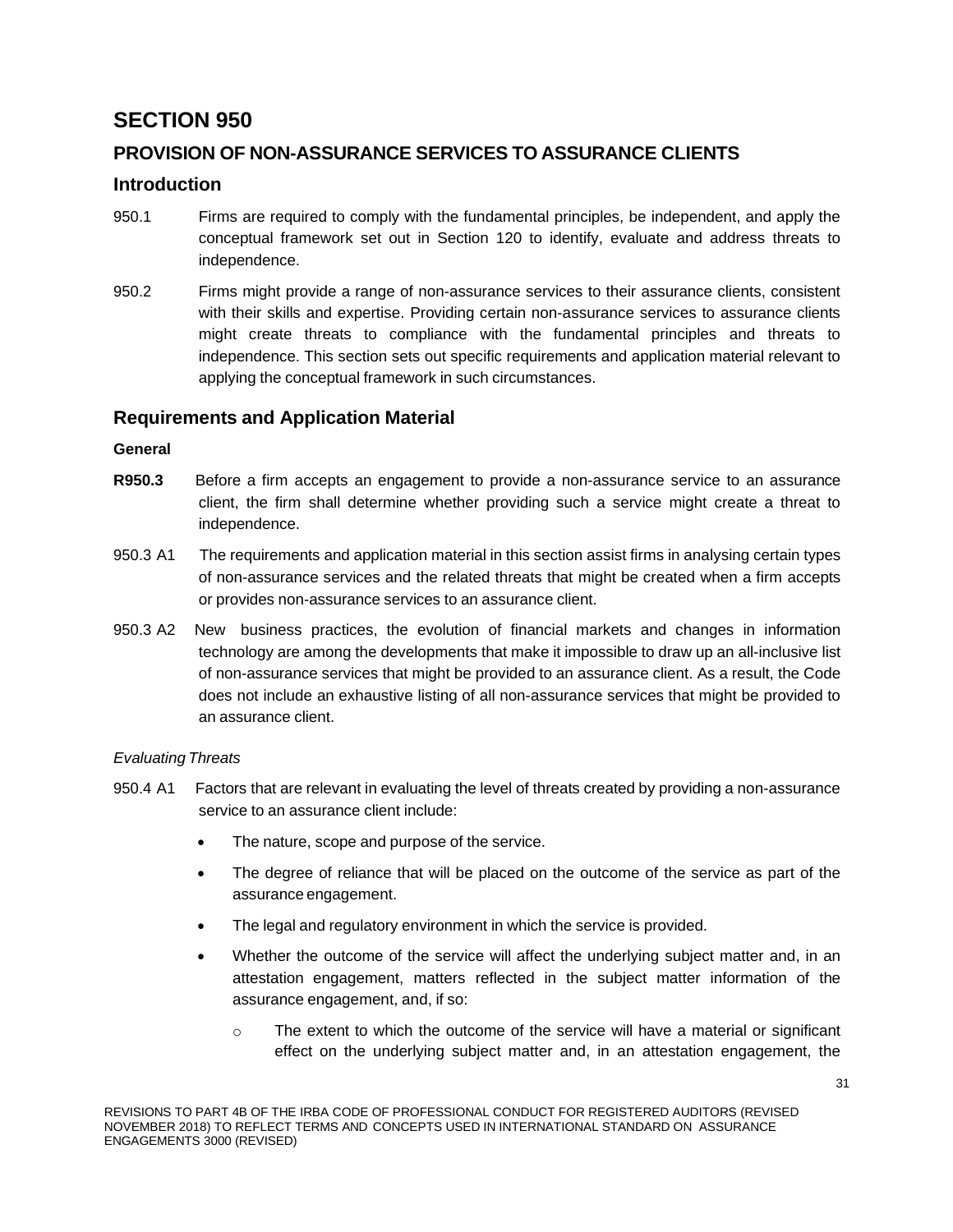# SECTION 950

## PROVISION OF NON-ASSURANCE SERVICES TO ASSURANCE CLIENTS

## Introduction

950.1 Firms are required to comply with the fundamental principles, be independent, and apply the conceptual framework set out in Section 120 to identify, evaluate and address threats to independence.

950.2 Firms might provide a range of non-assurance services to their assurance clients, consistent with their skills and expertise. Providing certain non-assurance services to assurance clients might create threats to compliance with the fundamental principles and threats to independence. This section sets out specific requirements and application material relevant to applying the conceptual framework in such circumstances.

## Requirements and Application Material

**General**

**R950.3** Before a firm accepts an engagement to provide a non-assurance service to an assurance client, the firm shall determine whether providing such a service might create a threat to independence.

950.3 A1 The requirements and application material in this section assist firms in analysing certain types of non-assurance services and the related threats that might be created when a firm accepts or provides non-assurance services to an assurance client.

950.3 A2 New business practices, the evolution of financial markets and changes in information technology are among the developments that make it impossible to draw up an all-inclusive list of non-assurance services that might be provided to an assurance client. As a result, the Code does not include an exhaustive listing of all non-assurance services that might be provided to an assurance client.

*Evaluating Threats*

950.4 A1 Factors that are relevant in evaluating the level of threats created by providing a non-assurance service to an assurance client include:

- The nature, scope and purpose of the service.
- The degree of reliance that will be placed on the outcome of the service as part of the assurance engagement.
- The legal and regulatory environment in which the service is provided.
- Whether the outcome of the service will affect the underlying subject matter and, in an attestation engagement, matters reflected in the subject matter information of the assurance engagement, and, if so:
    - The extent to which the outcome of the service will have a material or significant effect on the underlying subject matter and, in an attestation engagement, the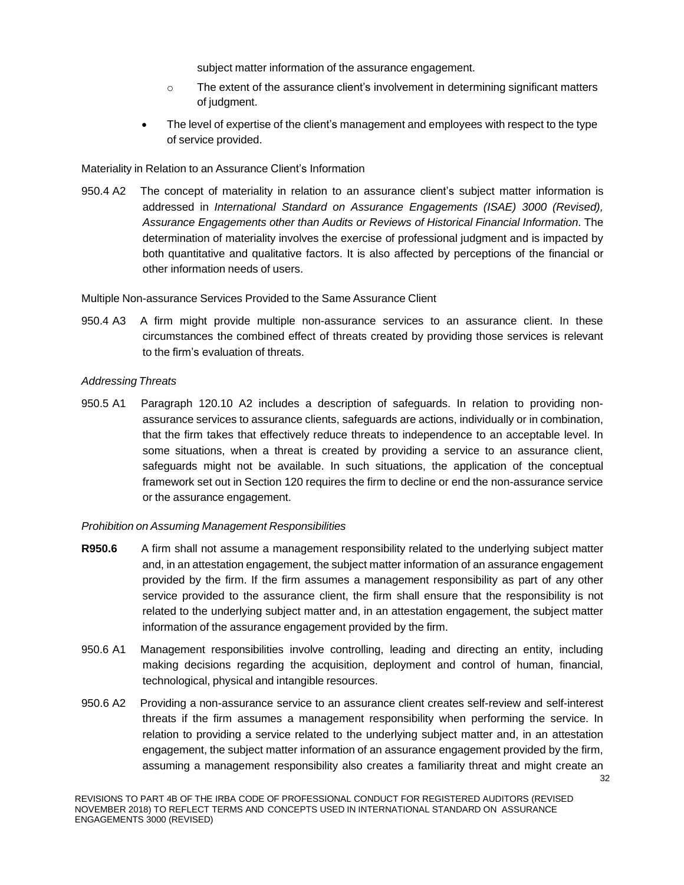subject matter information of the assurance engagement.

  - The extent of the assurance client's involvement in determining significant matters of judgment.

- The level of expertise of the client's management and employees with respect to the type of service provided.

Materiality in Relation to an Assurance Client's Information

950.4 A2 The concept of materiality in relation to an assurance client's subject matter information is addressed in *International Standard on Assurance Engagements (ISAE) 3000 (Revised), Assurance Engagements other than Audits or Reviews of Historical Financial Information*. The determination of materiality involves the exercise of professional judgment and is impacted by both quantitative and qualitative factors. It is also affected by perceptions of the financial or other information needs of users.

Multiple Non-assurance Services Provided to the Same Assurance Client

950.4 A3 A firm might provide multiple non-assurance services to an assurance client. In these circumstances the combined effect of threats created by providing those services is relevant to the firm's evaluation of threats.

*Addressing Threats*

950.5 A1 Paragraph 120.10 A2 includes a description of safeguards. In relation to providing non-assurance services to assurance clients, safeguards are actions, individually or in combination, that the firm takes that effectively reduce threats to independence to an acceptable level. In some situations, when a threat is created by providing a service to an assurance client, safeguards might not be available. In such situations, the application of the conceptual framework set out in Section 120 requires the firm to decline or end the non-assurance service or the assurance engagement.

*Prohibition on Assuming Management Responsibilities*

**R950.6** A firm shall not assume a management responsibility related to the underlying subject matter and, in an attestation engagement, the subject matter information of an assurance engagement provided by the firm. If the firm assumes a management responsibility as part of any other service provided to the assurance client, the firm shall ensure that the responsibility is not related to the underlying subject matter and, in an attestation engagement, the subject matter information of the assurance engagement provided by the firm.

950.6 A1 Management responsibilities involve controlling, leading and directing an entity, including making decisions regarding the acquisition, deployment and control of human, financial, technological, physical and intangible resources.

950.6 A2 Providing a non-assurance service to an assurance client creates self-review and self-interest threats if the firm assumes a management responsibility when performing the service. In relation to providing a service related to the underlying subject matter and, in an attestation engagement, the subject matter information of an assurance engagement provided by the firm, assuming a management responsibility also creates a familiarity threat and might create an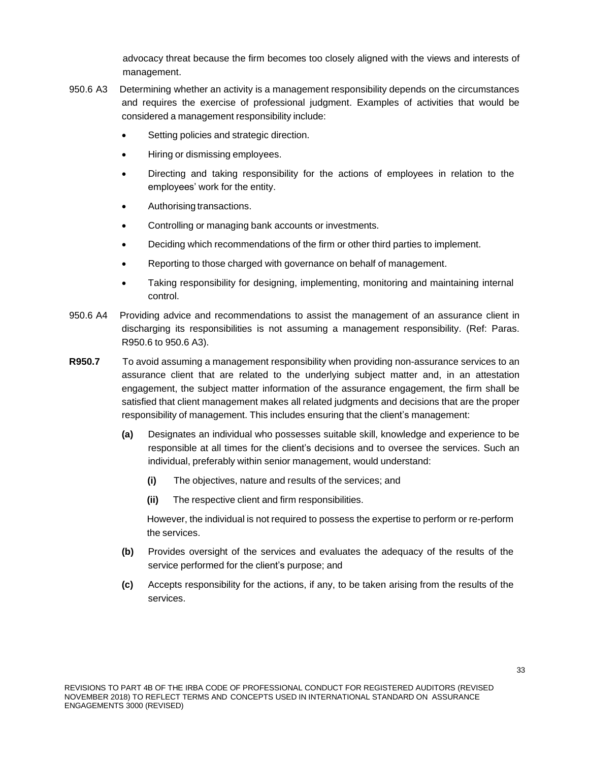advocacy threat because the firm becomes too closely aligned with the views and interests of management.

950.6 A3 Determining whether an activity is a management responsibility depends on the circumstances and requires the exercise of professional judgment. Examples of activities that would be considered a management responsibility include:

- Setting policies and strategic direction.
- Hiring or dismissing employees.
- Directing and taking responsibility for the actions of employees in relation to the employees' work for the entity.
- Authorising transactions.
- Controlling or managing bank accounts or investments.
- Deciding which recommendations of the firm or other third parties to implement.
- Reporting to those charged with governance on behalf of management.
- Taking responsibility for designing, implementing, monitoring and maintaining internal control.

950.6 A4 Providing advice and recommendations to assist the management of an assurance client in discharging its responsibilities is not assuming a management responsibility. (Ref: Paras. R950.6 to 950.6 A3).

**R950.7** To avoid assuming a management responsibility when providing non-assurance services to an assurance client that are related to the underlying subject matter and, in an attestation engagement, the subject matter information of the assurance engagement, the firm shall be satisfied that client management makes all related judgments and decisions that are the proper responsibility of management. This includes ensuring that the client's management:

**(a)** Designates an individual who possesses suitable skill, knowledge and experience to be responsible at all times for the client's decisions and to oversee the services. Such an individual, preferably within senior management, would understand:

**(i)** The objectives, nature and results of the services; and

**(ii)** The respective client and firm responsibilities.

However, the individual is not required to possess the expertise to perform or re-perform the services.

**(b)** Provides oversight of the services and evaluates the adequacy of the results of the service performed for the client's purpose; and

**(c)** Accepts responsibility for the actions, if any, to be taken arising from the results of the services.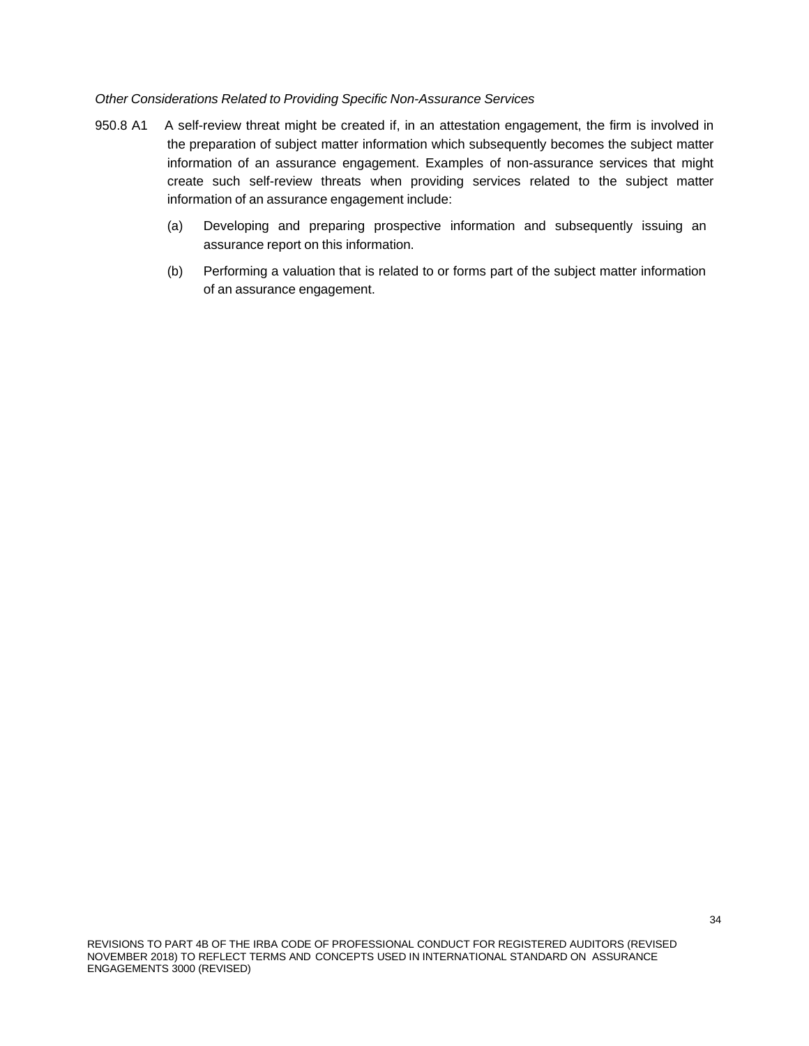*Other Considerations Related to Providing Specific Non-Assurance Services*

950.8 A1 A self-review threat might be created if, in an attestation engagement, the firm is involved in the preparation of subject matter information which subsequently becomes the subject matter information of an assurance engagement. Examples of non-assurance services that might create such self-review threats when providing services related to the subject matter information of an assurance engagement include:

(a) Developing and preparing prospective information and subsequently issuing an assurance report on this information.

(b) Performing a valuation that is related to or forms part of the subject matter information of an assurance engagement.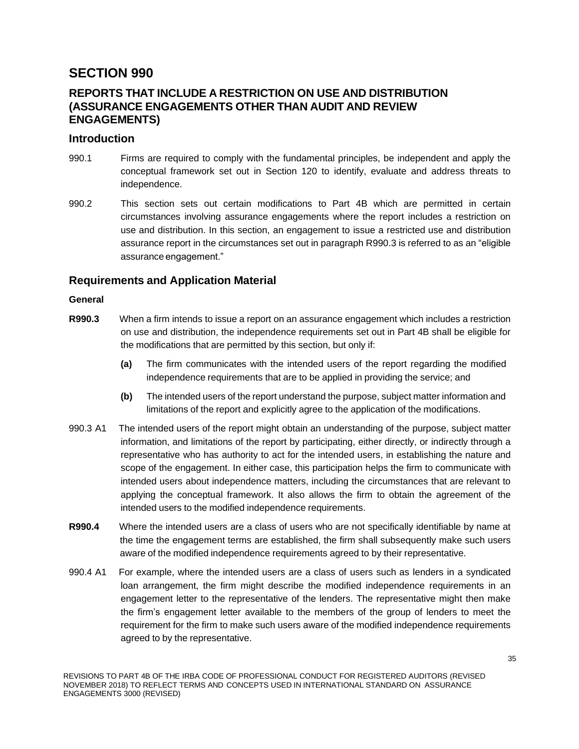# SECTION 990

## REPORTS THAT INCLUDE A RESTRICTION ON USE AND DISTRIBUTION (ASSURANCE ENGAGEMENTS OTHER THAN AUDIT AND REVIEW ENGAGEMENTS)

### Introduction

990.1 Firms are required to comply with the fundamental principles, be independent and apply the conceptual framework set out in Section 120 to identify, evaluate and address threats to independence.

990.2 This section sets out certain modifications to Part 4B which are permitted in certain circumstances involving assurance engagements where the report includes a restriction on use and distribution. In this section, an engagement to issue a restricted use and distribution assurance report in the circumstances set out in paragraph R990.3 is referred to as an "eligible assurance engagement."

### Requirements and Application Material

**General**

**R990.3** When a firm intends to issue a report on an assurance engagement which includes a restriction on use and distribution, the independence requirements set out in Part 4B shall be eligible for the modifications that are permitted by this section, but only if:

- **(a)** The firm communicates with the intended users of the report regarding the modified independence requirements that are to be applied in providing the service; and
- **(b)** The intended users of the report understand the purpose, subject matter information and limitations of the report and explicitly agree to the application of the modifications.

990.3 A1 The intended users of the report might obtain an understanding of the purpose, subject matter information, and limitations of the report by participating, either directly, or indirectly through a representative who has authority to act for the intended users, in establishing the nature and scope of the engagement. In either case, this participation helps the firm to communicate with intended users about independence matters, including the circumstances that are relevant to applying the conceptual framework. It also allows the firm to obtain the agreement of the intended users to the modified independence requirements.

**R990.4** Where the intended users are a class of users who are not specifically identifiable by name at the time the engagement terms are established, the firm shall subsequently make such users aware of the modified independence requirements agreed to by their representative.

990.4 A1 For example, where the intended users are a class of users such as lenders in a syndicated loan arrangement, the firm might describe the modified independence requirements in an engagement letter to the representative of the lenders. The representative might then make the firm's engagement letter available to the members of the group of lenders to meet the requirement for the firm to make such users aware of the modified independence requirements agreed to by the representative.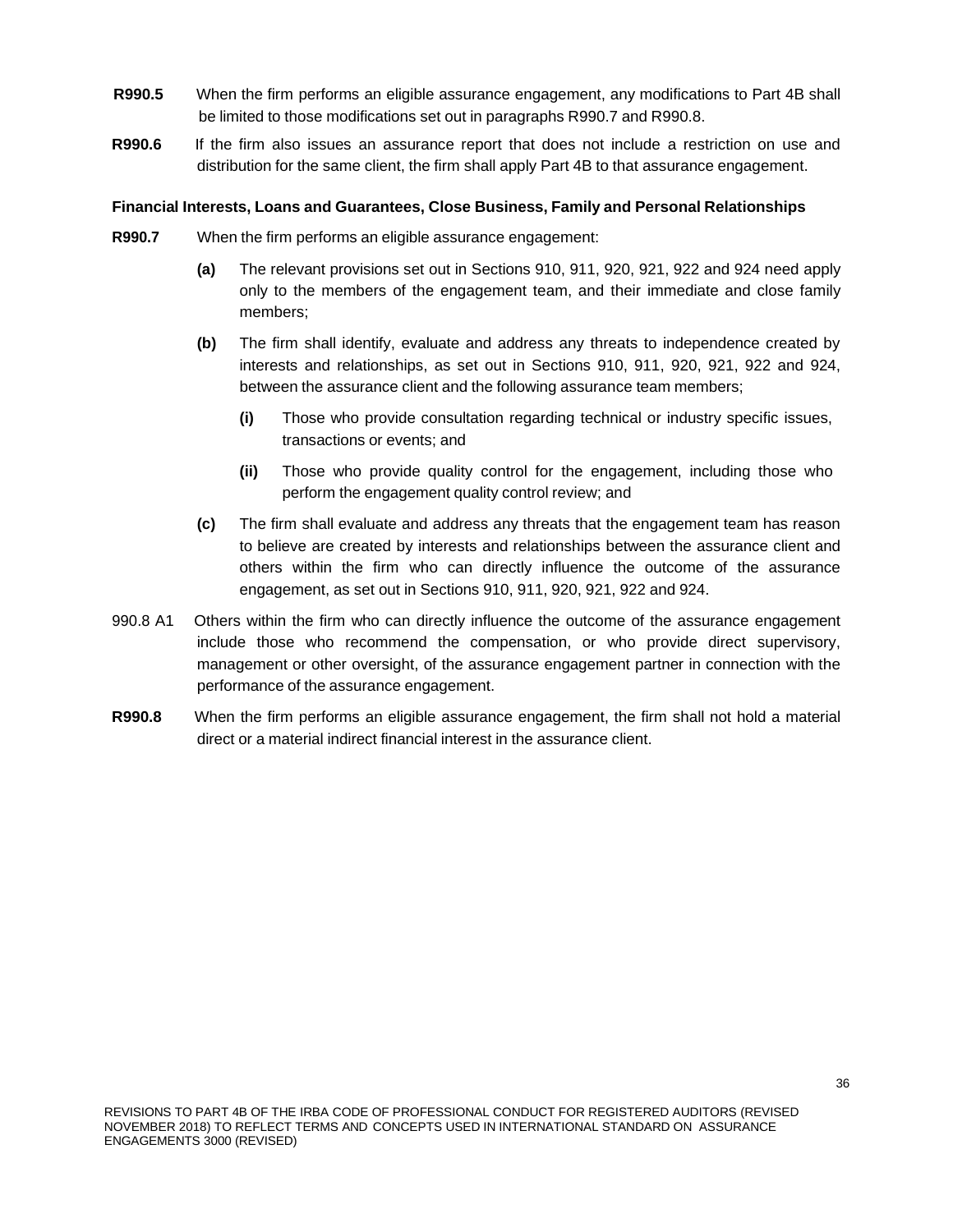**R990.5** When the firm performs an eligible assurance engagement, any modifications to Part 4B shall be limited to those modifications set out in paragraphs R990.7 and R990.8.

**R990.6** If the firm also issues an assurance report that does not include a restriction on use and distribution for the same client, the firm shall apply Part 4B to that assurance engagement.

**Financial Interests, Loans and Guarantees, Close Business, Family and Personal Relationships**

**R990.7** When the firm performs an eligible assurance engagement:

- **(a)** The relevant provisions set out in Sections 910, 911, 920, 921, 922 and 924 need apply only to the members of the engagement team, and their immediate and close family members;
- **(b)** The firm shall identify, evaluate and address any threats to independence created by interests and relationships, as set out in Sections 910, 911, 920, 921, 922 and 924, between the assurance client and the following assurance team members;
  - **(i)** Those who provide consultation regarding technical or industry specific issues, transactions or events; and
  - **(ii)** Those who provide quality control for the engagement, including those who perform the engagement quality control review; and
- **(c)** The firm shall evaluate and address any threats that the engagement team has reason to believe are created by interests and relationships between the assurance client and others within the firm who can directly influence the outcome of the assurance engagement, as set out in Sections 910, 911, 920, 921, 922 and 924.

990.8 A1 Others within the firm who can directly influence the outcome of the assurance engagement include those who recommend the compensation, or who provide direct supervisory, management or other oversight, of the assurance engagement partner in connection with the performance of the assurance engagement.

**R990.8** When the firm performs an eligible assurance engagement, the firm shall not hold a material direct or a material indirect financial interest in the assurance client.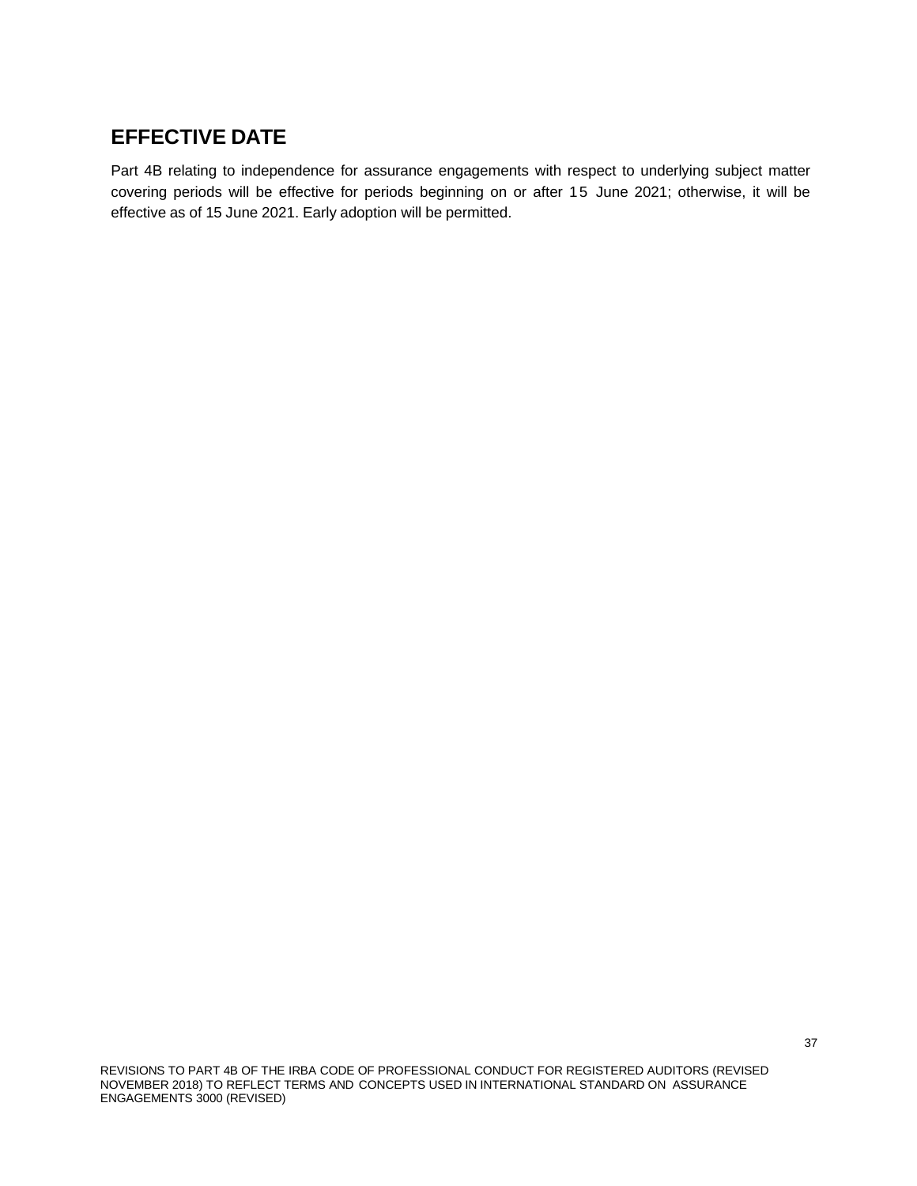## EFFECTIVE DATE

Part 4B relating to independence for assurance engagements with respect to underlying subject matter covering periods will be effective for periods beginning on or after 15 June 2021; otherwise, it will be effective as of 15 June 2021. Early adoption will be permitted.